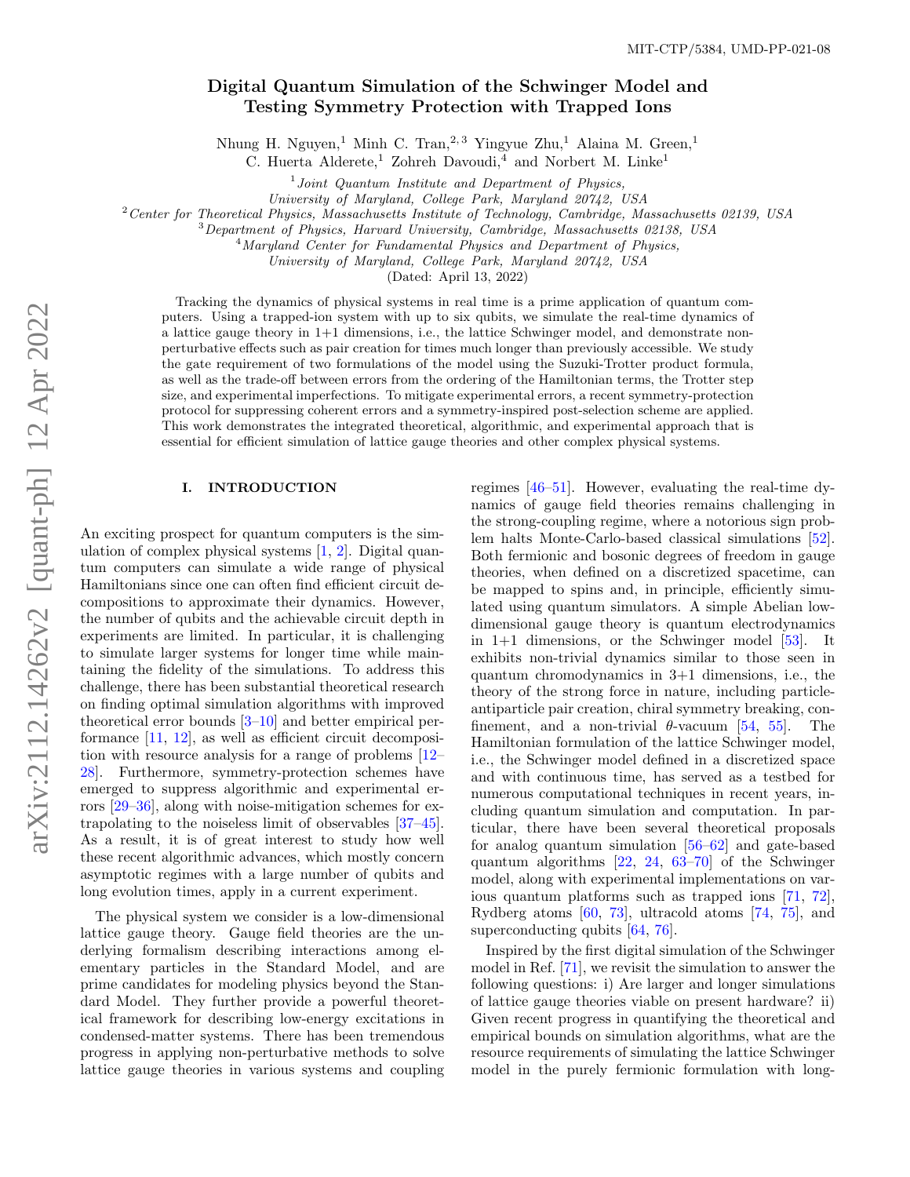MIT-CTP/5384, UMD-PP-021-08

# Digital Quantum Simulation of the Schwinger Model and Testing Symmetry Protection with Trapped Ions

Nhung H. Nguyen,[1] Minh C. Tran,[2,3] Yingyue Zhu,[1] Alaina M. Green,[1] C. Huerta Alderete,[1] Zohreh Davoudi,[4] and Norbert M. Linke[1]

[1] *Joint Quantum Institute and Department of Physics, University of Maryland, College Park, Maryland 20742, USA*
[2] *Center for Theoretical Physics, Massachusetts Institute of Technology, Cambridge, Massachusetts 02139, USA*
[3] *Department of Physics, Harvard University, Cambridge, Massachusetts 02138, USA*
[4] *Maryland Center for Fundamental Physics and Department of Physics, University of Maryland, College Park, Maryland 20742, USA*

(Dated: April 13, 2022)

Tracking the dynamics of physical systems in real time is a prime application of quantum computers. Using a trapped-ion system with up to six qubits, we simulate the real-time dynamics of a lattice gauge theory in 1+1 dimensions, i.e., the lattice Schwinger model, and demonstrate non-perturbative effects such as pair creation for times much longer than previously accessible. We study the gate requirement of two formulations of the model using the Suzuki-Trotter product formula, as well as the trade-off between errors from the ordering of the Hamiltonian terms, the Trotter step size, and experimental imperfections. To mitigate experimental errors, a recent symmetry-protection protocol for suppressing coherent errors and a symmetry-inspired post-selection scheme are applied. This work demonstrates the integrated theoretical, algorithmic, and experimental approach that is essential for efficient simulation of lattice gauge theories and other complex physical systems.

## I. INTRODUCTION

An exciting prospect for quantum computers is the simulation of complex physical systems [1, 2]. Digital quantum computers can simulate a wide range of physical Hamiltonians since one can often find efficient circuit decompositions to approximate their dynamics. However, the number of qubits and the achievable circuit depth in experiments are limited. In particular, it is challenging to simulate larger systems for longer time while maintaining the fidelity of the simulations. To address this challenge, there has been substantial theoretical research on finding optimal simulation algorithms with improved theoretical error bounds [3–10] and better empirical performance [11, 12], as well as efficient circuit decomposition with resource analysis for a range of problems [12–28]. Furthermore, symmetry-protection schemes have emerged to suppress algorithmic and experimental errors [29–36], along with noise-mitigation schemes for extrapolating to the noiseless limit of observables [37–45]. As a result, it is of great interest to study how well these recent algorithmic advances, which mostly concern asymptotic regimes with a large number of qubits and long evolution times, apply in a current experiment.

The physical system we consider is a low-dimensional lattice gauge theory. Gauge field theories are the underlying formalism describing interactions among elementary particles in the Standard Model, and are prime candidates for modeling physics beyond the Standard Model. They further provide a powerful theoretical framework for describing low-energy excitations in condensed-matter systems. There has been tremendous progress in applying non-perturbative methods to solve lattice gauge theories in various systems and coupling regimes [46–51]. However, evaluating the real-time dynamics of gauge field theories remains challenging in the strong-coupling regime, where a notorious sign problem halts Monte-Carlo-based classical simulations [52]. Both fermionic and bosonic degrees of freedom in gauge theories, when defined on a discretized spacetime, can be mapped to spins and, in principle, efficiently simulated using quantum simulators. A simple Abelian low-dimensional gauge theory is quantum electrodynamics in 1+1 dimensions, or the Schwinger model [53]. It exhibits non-trivial dynamics similar to those seen in quantum chromodynamics in 3+1 dimensions, i.e., the theory of the strong force in nature, including particle-antiparticle pair creation, chiral symmetry breaking, confinement, and a non-trivial $\theta$-vacuum [54, 55]. The Hamiltonian formulation of the lattice Schwinger model, i.e., the Schwinger model defined in a discretized space and with continuous time, has served as a testbed for numerous computational techniques in recent years, including quantum simulation and computation. In particular, there have been several theoretical proposals for analog quantum simulation [56–62] and gate-based quantum algorithms [22, 24, 63–70] of the Schwinger model, along with experimental implementations on various quantum platforms such as trapped ions [71, 72], Rydberg atoms [60, 73], ultracold atoms [74, 75], and superconducting qubits [64, 76].

Inspired by the first digital simulation of the Schwinger model in Ref. [71], we revisit the simulation to answer the following questions: i) Are larger and longer simulations of lattice gauge theories viable on present hardware? ii) Given recent progress in quantifying the theoretical and empirical bounds on simulation algorithms, what are the resource requirements of simulating the lattice Schwinger model in the purely fermionic formulation with long-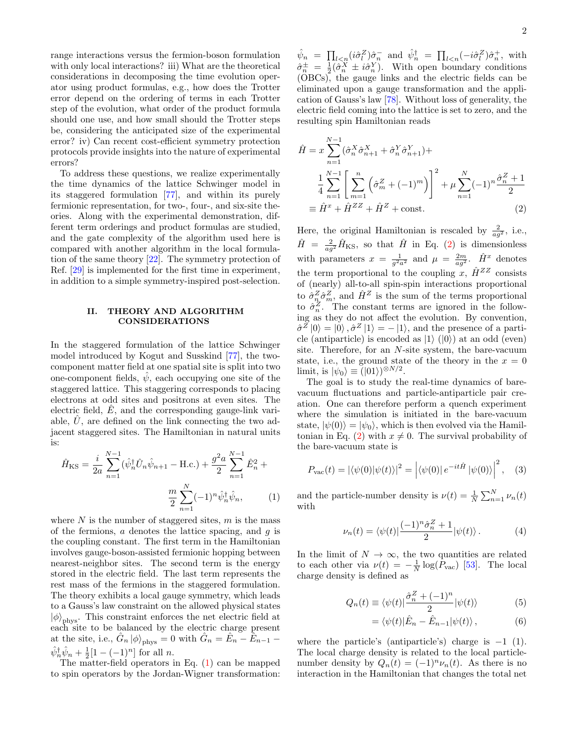range interactions versus the fermion-boson formulation with only local interactions? iii) What are the theoretical considerations in decomposing the time evolution operator using product formulas, e.g., how does the Trotter error depend on the ordering of terms in each Trotter step of the evolution, what order of the product formula should one use, and how small should the Trotter steps be, considering the anticipated size of the experimental error? iv) Can recent cost-efficient symmetry protection protocols provide insights into the nature of experimental errors?

To address these questions, we realize experimentally the time dynamics of the lattice Schwinger model in its staggered formulation [77], and within its purely fermionic representation, for two-, four-, and six-site theories. Along with the experimental demonstration, different term orderings and product formulas are studied, and the gate complexity of the algorithm used here is compared with another algorithm in the local formulation of the same theory [22]. The symmetry protection of Ref. [29] is implemented for the first time in experiment, in addition to a simple symmetry-inspired post-selection.

## II. THEORY AND ALGORITHM CONSIDERATIONS

In the staggered formulation of the lattice Schwinger model introduced by Kogut and Susskind [77], the two-component matter field at one spatial site is split into two one-component fields, $\hat{\psi}$, each occupying one site of the staggered lattice. This staggering corresponds to placing electrons at odd sites and positrons at even sites. The electric field, $\hat{E}$, and the corresponding gauge-link variable, $\hat{U}$, are defined on the link connecting the two adjacent staggered sites. The Hamiltonian in natural units is:

$$\hat{H}_{\text{KS}} = \frac{i}{2a}\sum_{n=1}^{N-1}(\hat{\psi}_n^\dagger \hat{U}_n \hat{\psi}_{n+1} - \text{H.c.}) + \frac{g^2 a}{2}\sum_{n=1}^{N-1}\hat{E}_n^2 + \frac{m}{2}\sum_{n=1}^{N}(-1)^n \hat{\psi}_n^\dagger \hat{\psi}_n, \tag{1}$$

where $N$ is the number of staggered sites, $m$ is the mass of the fermions, $a$ denotes the lattice spacing, and $g$ is the coupling constant. The first term in the Hamiltonian involves gauge-boson-assisted fermionic hopping between nearest-neighbor sites. The second term is the energy stored in the electric field. The last term represents the rest mass of the fermions in the staggered formulation. The theory exhibits a local gauge symmetry, which leads to a Gauss's law constraint on the allowed physical states $|\phi\rangle_{\text{phys}}$. This constraint enforces the net electric field at each site to be balanced by the electric charge present at the site, i.e., $\hat{G}_n |\phi\rangle_{\text{phys}} = 0$ with $\hat{G}_n = \hat{E}_n - \hat{E}_{n-1} - \hat{\psi}_n^\dagger \hat{\psi}_n + \frac{1}{2}[1-(-1)^n]$ for all $n$.

The matter-field operators in Eq. (1) can be mapped to spin operators by the Jordan-Wigner transformation: $\hat{\psi}_n = \prod_{l<n}(i\hat{\sigma}_l^Z)\hat{\sigma}_n^-$ and $\hat{\psi}_n^\dagger = \prod_{l<n}(-i\hat{\sigma}_l^Z)\hat{\sigma}_n^+$, with $\hat{\sigma}_n^\pm = \frac{1}{2}(\hat{\sigma}_n^X \pm i\hat{\sigma}_n^Y)$. With open boundary conditions (OBCs), the gauge links and the electric fields can be eliminated upon a gauge transformation and the application of Gauss's law [78]. Without loss of generality, the electric field coming into the lattice is set to zero, and the resulting spin Hamiltonian reads

$$\begin{aligned}\hat{H} &= x\sum_{n=1}^{N-1}(\hat{\sigma}_n^X\hat{\sigma}_{n+1}^X + \hat{\sigma}_n^Y\hat{\sigma}_{n+1}^Y) + \\ &\quad \frac{1}{4}\sum_{n=1}^{N-1}\left[\sum_{m=1}^{n}\left(\hat{\sigma}_m^Z + (-1)^m\right)\right]^2 + \mu\sum_{n=1}^{N}(-1)^n\frac{\hat{\sigma}_n^Z+1}{2} \\ &\equiv \hat{H}^x + \hat{H}^{ZZ} + \hat{H}^Z + \text{const.}\end{aligned} \tag{2}$$

Here, the original Hamiltonian is rescaled by $\frac{2}{ag^2}$, i.e., $\hat{H} = \frac{2}{ag^2}\hat{H}_{\text{KS}}$, so that $\hat{H}$ in Eq. (2) is dimensionless with parameters $x = \frac{1}{g^2a^2}$ and $\mu = \frac{2m}{ag^2}$. $\hat{H}^x$ denotes the term proportional to the coupling $x$, $\hat{H}^{ZZ}$ consists of (nearly) all-to-all spin-spin interactions proportional to $\hat{\sigma}_n^Z\hat{\sigma}_m^Z$, and $\hat{H}^Z$ is the sum of the terms proportional to $\hat{\sigma}_n^Z$. The constant terms are ignored in the following as they do not affect the evolution. By convention, $\hat{\sigma}^Z|0\rangle = |0\rangle, \hat{\sigma}^Z|1\rangle = -|1\rangle$, and the presence of a particle (antiparticle) is encoded as $|1\rangle$ ($|0\rangle$) at an odd (even) site. Therefore, for an $N$-site system, the bare-vacuum state, i.e., the ground state of the theory in the $x=0$ limit, is $|\psi_0\rangle \equiv (|01\rangle)^{\otimes N/2}$.

The goal is to study the real-time dynamics of bare-vacuum fluctuations and particle-antiparticle pair creation. One can therefore perform a quench experiment where the simulation is initiated in the bare-vacuum state, $|\psi(0)\rangle = |\psi_0\rangle$, which is then evolved via the Hamiltonian in Eq. (2) with $x \neq 0$. The survival probability of the bare-vacuum state is

$$P_{\text{vac}}(t) = |\langle\psi(0)|\psi(t)\rangle|^2 = \left|\langle\psi(0)|\, e^{-it\hat{H}}\,|\psi(0)\rangle\right|^2, \tag{3}$$

and the particle-number density is $\nu(t) = \frac{1}{N}\sum_{n=1}^{N}\nu_n(t)$ with

$$\nu_n(t) = \langle\psi(t)|\frac{(-1)^n\hat{\sigma}_n^Z+1}{2}|\psi(t)\rangle. \tag{4}$$

In the limit of $N\to\infty$, the two quantities are related to each other via $\nu(t) = -\frac{1}{N}\log(P_{\text{vac}})$ [53]. The local charge density is defined as

$$Q_n(t) \equiv \langle\psi(t)|\frac{\hat{\sigma}_n^Z + (-1)^n}{2}|\psi(t)\rangle \tag{5}$$

$$= \langle\psi(t)|\hat{E}_n - \hat{E}_{n-1}|\psi(t)\rangle, \tag{6}$$

where the particle's (antiparticle's) charge is $-1$ (1). The local charge density is related to the local particle-number density by $Q_n(t) = (-1)^n\nu_n(t)$. As there is no interaction in the Hamiltonian that changes the total net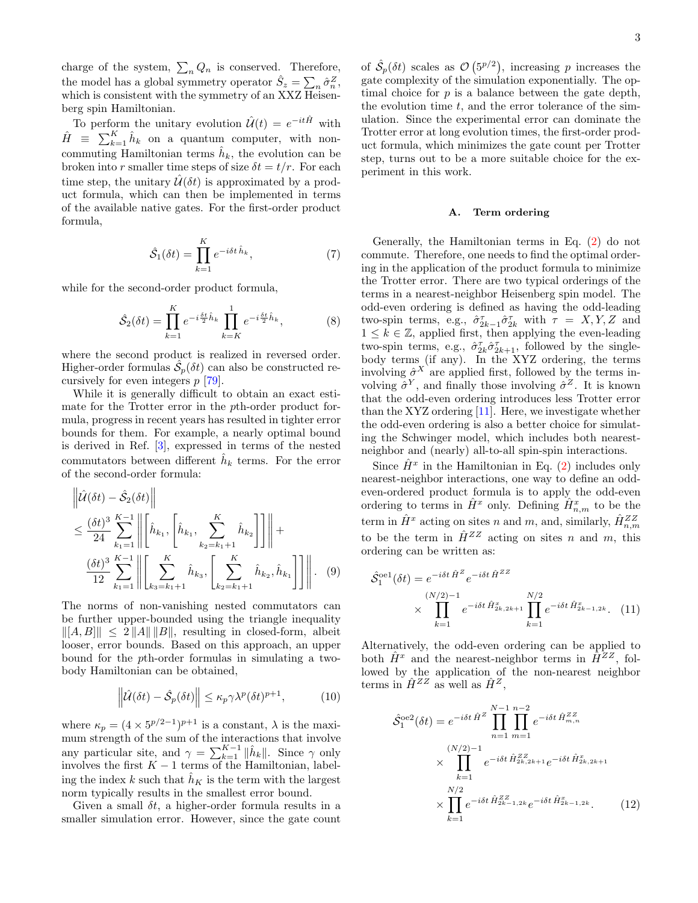charge of the system, $\sum_n Q_n$ is conserved. Therefore, the model has a global symmetry operator $\hat{S}_z = \sum_n \hat{\sigma}^Z_n$, which is consistent with the symmetry of an XXZ Heisenberg spin Hamiltonian.

To perform the unitary evolution $\hat{\mathcal{U}}(t) = e^{-it\hat{H}}$ with $\hat{H} \equiv \sum_{k=1}^{K} \hat{h}_k$ on a quantum computer, with non-commuting Hamiltonian terms $\hat{h}_k$, the evolution can be broken into $r$ smaller time steps of size $\delta t = t/r$. For each time step, the unitary $\hat{\mathcal{U}}(\delta t)$ is approximated by a product formula, which can then be implemented in terms of the available native gates. For the first-order product formula,

$$\hat{\mathcal{S}}_1(\delta t) = \prod_{k=1}^{K} e^{-i\delta t\, \hat{h}_k}, \tag{7}$$

while for the second-order product formula,

$$\hat{\mathcal{S}}_2(\delta t) = \prod_{k=1}^{K} e^{-i\frac{\delta t}{2}\hat{h}_k} \prod_{k=K}^{1} e^{-i\frac{\delta t}{2}\hat{h}_k}, \tag{8}$$

where the second product is realized in reversed order. Higher-order formulas $\hat{\mathcal{S}}_p(\delta t)$ can also be constructed recursively for even integers $p$ [79].

While it is generally difficult to obtain an exact estimate for the Trotter error in the $p$th-order product formula, progress in recent years has resulted in tighter error bounds for them. For example, a nearly optimal bound is derived in Ref. [3], expressed in terms of the nested commutators between different $\hat{h}_k$ terms. For the error of the second-order formula:

$$\begin{aligned}
&\left\| \hat{\mathcal{U}}(\delta t) - \hat{\mathcal{S}}_2(\delta t) \right\| \\
&\leq \frac{(\delta t)^3}{24} \sum_{k_1=1}^{K-1} \left\| \left[ \hat{h}_{k_1}, \left[ \hat{h}_{k_1}, \sum_{k_2=k_1+1}^{K} \hat{h}_{k_2} \right] \right] \right\| + \\
&\quad \frac{(\delta t)^3}{12} \sum_{k_1=1}^{K-1} \left\| \left[ \sum_{k_3=k_1+1}^{K} \hat{h}_{k_3}, \left[ \sum_{k_2=k_1+1}^{K} \hat{h}_{k_2}, \hat{h}_{k_1} \right] \right] \right\|.
\end{aligned} \tag{9}$$

The norms of non-vanishing nested commutators can be further upper-bounded using the triangle inequality $\|[A, B]\| \leq 2\|A\|\|B\|$, resulting in closed-form, albeit looser, error bounds. Based on this approach, an upper bound for the $p$th-order formulas in simulating a two-body Hamiltonian can be obtained,

$$\left\| \hat{\mathcal{U}}(\delta t) - \hat{\mathcal{S}}_p(\delta t) \right\| \leq \kappa_p \gamma \lambda^p (\delta t)^{p+1}, \tag{10}$$

where $\kappa_p = (4 \times 5^{p/2-1})^{p+1}$ is a constant, $\lambda$ is the maximum strength of the sum of the interactions that involve any particular site, and $\gamma = \sum_{k=1}^{K-1} \|\hat{h}_k\|$. Since $\gamma$ only involves the first $K-1$ terms of the Hamiltonian, labeling the index $k$ such that $\hat{h}_K$ is the term with the largest norm typically results in the smallest error bound.

Given a small $\delta t$, a higher-order formula results in a smaller simulation error. However, since the gate count of $\hat{\mathcal{S}}_p(\delta t)$ scales as $\mathcal{O}\left(5^{p/2}\right)$, increasing $p$ increases the gate complexity of the simulation exponentially. The optimal choice for $p$ is a balance between the gate depth, the evolution time $t$, and the error tolerance of the simulation. Since the experimental error can dominate the Trotter error at long evolution times, the first-order product formula, which minimizes the gate count per Trotter step, turns out to be a more suitable choice for the experiment in this work.

### A. Term ordering

Generally, the Hamiltonian terms in Eq. (2) do not commute. Therefore, one needs to find the optimal ordering in the application of the product formula to minimize the Trotter error. There are two typical orderings of the terms in a nearest-neighbor Heisenberg spin model. The odd-even ordering is defined as having the odd-leading two-spin terms, e.g., $\hat{\sigma}^\tau_{2k-1}\hat{\sigma}^\tau_{2k}$ with $\tau = X, Y, Z$ and $1 \leq k \in \mathbb{Z}$, applied first, then applying the even-leading two-spin terms, e.g., $\hat{\sigma}^\tau_{2k}\hat{\sigma}^\tau_{2k+1}$, followed by the single-body terms (if any). In the XYZ ordering, the terms involving $\hat{\sigma}^X$ are applied first, followed by the terms involving $\hat{\sigma}^Y$, and finally those involving $\hat{\sigma}^Z$. It is known that the odd-even ordering introduces less Trotter error than the XYZ ordering [11]. Here, we investigate whether the odd-even ordering is also a better choice for simulating the Schwinger model, which includes both nearest-neighbor and (nearly) all-to-all spin-spin interactions.

Since $\hat{H}^x$ in the Hamiltonian in Eq. (2) includes only nearest-neighbor interactions, one way to define an odd-even-ordered product formula is to apply the odd-even ordering to terms in $\hat{H}^x$ only. Defining $\hat{H}^x_{n,m}$ to be the term in $\hat{H}^x$ acting on sites $n$ and $m$, and, similarly, $\hat{H}^{ZZ}_{n,m}$ to be the term in $\hat{H}^{ZZ}$ acting on sites $n$ and $m$, this ordering can be written as:

$$\begin{aligned}
\hat{\mathcal{S}}^{\text{oe1}}_1(\delta t) = &\, e^{-i\delta t\, \hat{H}^Z} e^{-i\delta t\, \hat{H}^{ZZ}} \\
&\times \prod_{k=1}^{(N/2)-1} e^{-i\delta t\, \hat{H}^x_{2k,2k+1}} \prod_{k=1}^{N/2} e^{-i\delta t\, \hat{H}^x_{2k-1,2k}}.
\end{aligned} \tag{11}$$

Alternatively, the odd-even ordering can be applied to both $\hat{H}^x$ and the nearest-neighbor terms in $\hat{H}^{ZZ}$, followed by the application of the non-nearest neighbor terms in $\hat{H}^{ZZ}$ as well as $\hat{H}^Z$,

$$\begin{aligned}
\hat{\mathcal{S}}^{\text{oe2}}_1(\delta t) = &\, e^{-i\delta t\, \hat{H}^Z} \prod_{n=1}^{N-1} \prod_{m=1}^{n-2} e^{-i\delta t\, \hat{H}^{ZZ}_{m,n}} \\
&\times \prod_{k=1}^{(N/2)-1} e^{-i\delta t\, \hat{H}^{ZZ}_{2k,2k+1}} e^{-i\delta t\, \hat{H}^x_{2k,2k+1}} \\
&\times \prod_{k=1}^{N/2} e^{-i\delta t\, \hat{H}^{ZZ}_{2k-1,2k}} e^{-i\delta t\, \hat{H}^x_{2k-1,2k}}.
\end{aligned} \tag{12}$$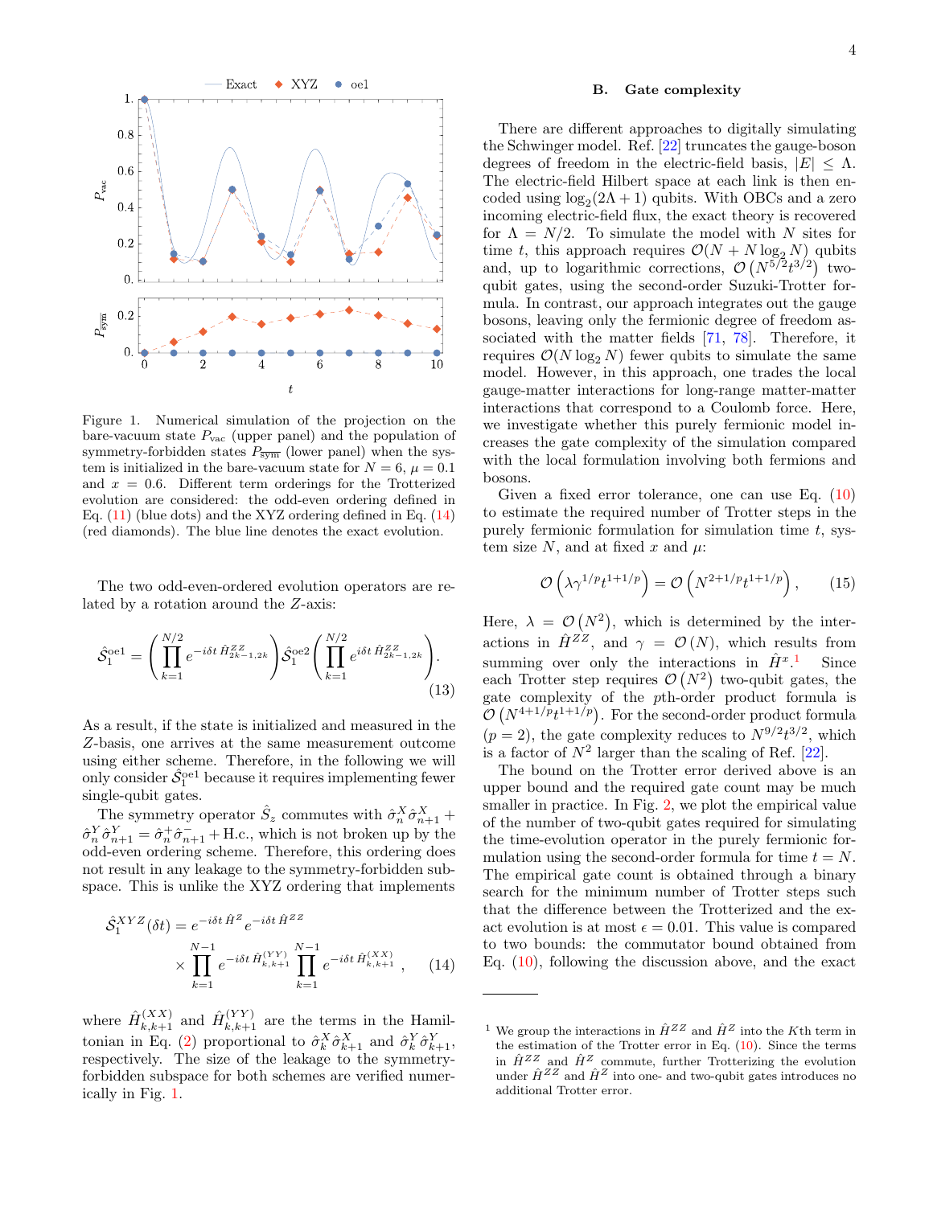Figure 1. Numerical simulation of the projection on the bare-vacuum state $P_{\text{vac}}$ (upper panel) and the population of symmetry-forbidden states $P_{\overline{\text{sym}}}$ (lower panel) when the system is initialized in the bare-vacuum state for $N = 6$, $\mu = 0.1$ and $x = 0.6$. Different term orderings for the Trotterized evolution are considered: the odd-even ordering defined in Eq. (11) (blue dots) and the XYZ ordering defined in Eq. (14) (red diamonds). The blue line denotes the exact evolution.

The two odd-even-ordered evolution operators are related by a rotation around the $Z$-axis:

$$\hat{\mathcal{S}}_1^{\text{oe1}} = \left( \prod_{k=1}^{N/2} e^{-i\delta t\, \hat{H}^{ZZ}_{2k-1,2k}} \right) \hat{\mathcal{S}}_1^{\text{oe2}} \left( \prod_{k=1}^{N/2} e^{i\delta t\, \hat{H}^{ZZ}_{2k-1,2k}} \right). \tag{13}$$

As a result, if the state is initialized and measured in the $Z$-basis, one arrives at the same measurement outcome using either scheme. Therefore, in the following we will only consider $\hat{\mathcal{S}}_1^{\text{oe1}}$ because it requires implementing fewer single-qubit gates.

The symmetry operator $\hat{S}_z$ commutes with $\hat{\sigma}^X_n \hat{\sigma}^X_{n+1} + \hat{\sigma}^Y_n \hat{\sigma}^Y_{n+1} = \hat{\sigma}^+_n \hat{\sigma}^-_{n+1} + \text{H.c.}$, which is not broken up by the odd-even ordering scheme. Therefore, this ordering does not result in any leakage to the symmetry-forbidden subspace. This is unlike the XYZ ordering that implements

$$\hat{\mathcal{S}}_1^{XYZ}(\delta t) = e^{-i\delta t\, \hat{H}^{Z}} e^{-i\delta t\, \hat{H}^{ZZ}} \times \prod_{k=1}^{N-1} e^{-i\delta t\, \hat{H}^{(YY)}_{k,k+1}} \prod_{k=1}^{N-1} e^{-i\delta t\, \hat{H}^{(XX)}_{k,k+1}}, \tag{14}$$

where $\hat{H}^{(XX)}_{k,k+1}$ and $\hat{H}^{(YY)}_{k,k+1}$ are the terms in the Hamiltonian in Eq. (2) proportional to $\hat{\sigma}^X_k \hat{\sigma}^X_{k+1}$ and $\hat{\sigma}^Y_k \hat{\sigma}^Y_{k+1}$, respectively. The size of the leakage to the symmetry-forbidden subspace for both schemes are verified numerically in Fig. 1.

## B. Gate complexity

There are different approaches to digitally simulating the Schwinger model. Ref. [22] truncates the gauge-boson degrees of freedom in the electric-field basis, $|E| \leq \Lambda$. The electric-field Hilbert space at each link is then encoded using $\log_2(2\Lambda + 1)$ qubits. With OBCs and a zero incoming electric-field flux, the exact theory is recovered for $\Lambda = N/2$. To simulate the model with $N$ sites for time $t$, this approach requires $\mathcal{O}(N + N \log_2 N)$ qubits and, up to logarithmic corrections, $\mathcal{O}\left(N^{5/2} t^{3/2}\right)$ two-qubit gates, using the second-order Suzuki-Trotter formula. In contrast, our approach integrates out the gauge bosons, leaving only the fermionic degree of freedom associated with the matter fields [71, 78]. Therefore, it requires $\mathcal{O}(N \log_2 N)$ fewer qubits to simulate the same model. However, in this approach, one trades the local gauge-matter interactions for long-range matter-matter interactions that correspond to a Coulomb force. Here, we investigate whether this purely fermionic model increases the gate complexity of the simulation compared with the local formulation involving both fermions and bosons.

Given a fixed error tolerance, one can use Eq. (10) to estimate the required number of Trotter steps in the purely fermionic formulation for simulation time $t$, system size $N$, and at fixed $x$ and $\mu$:

$$\mathcal{O}\left(\lambda \gamma^{1/p} t^{1+1/p}\right) = \mathcal{O}\left(N^{2+1/p} t^{1+1/p}\right), \tag{15}$$

Here, $\lambda = \mathcal{O}\left(N^2\right)$, which is determined by the interactions in $\hat{H}^{ZZ}$, and $\gamma = \mathcal{O}(N)$, which results from summing over only the interactions in $\hat{H}^x$.[1] Since each Trotter step requires $\mathcal{O}\left(N^2\right)$ two-qubit gates, the gate complexity of the $p$th-order product formula is $\mathcal{O}\left(N^{4+1/p} t^{1+1/p}\right)$. For the second-order product formula ($p = 2$), the gate complexity reduces to $N^{9/2} t^{3/2}$, which is a factor of $N^2$ larger than the scaling of Ref. [22].

The bound on the Trotter error derived above is an upper bound and the required gate count may be much smaller in practice. In Fig. 2, we plot the empirical value of the number of two-qubit gates required for simulating the time-evolution operator in the purely fermionic formulation using the second-order formula for time $t = N$. The empirical gate count is obtained through a binary search for the minimum number of Trotter steps such that the difference between the Trotterized and the exact evolution is at most $\epsilon = 0.01$. This value is compared to two bounds: the commutator bound obtained from Eq. (10), following the discussion above, and the exact

[1] We group the interactions in $\hat{H}^{ZZ}$ and $\hat{H}^{Z}$ into the $K$th term in the estimation of the Trotter error in Eq. (10). Since the terms in $\hat{H}^{ZZ}$ and $\hat{H}^{Z}$ commute, further Trotterizing the evolution under $\hat{H}^{ZZ}$ and $\hat{H}^{Z}$ into one- and two-qubit gates introduces no additional Trotter error.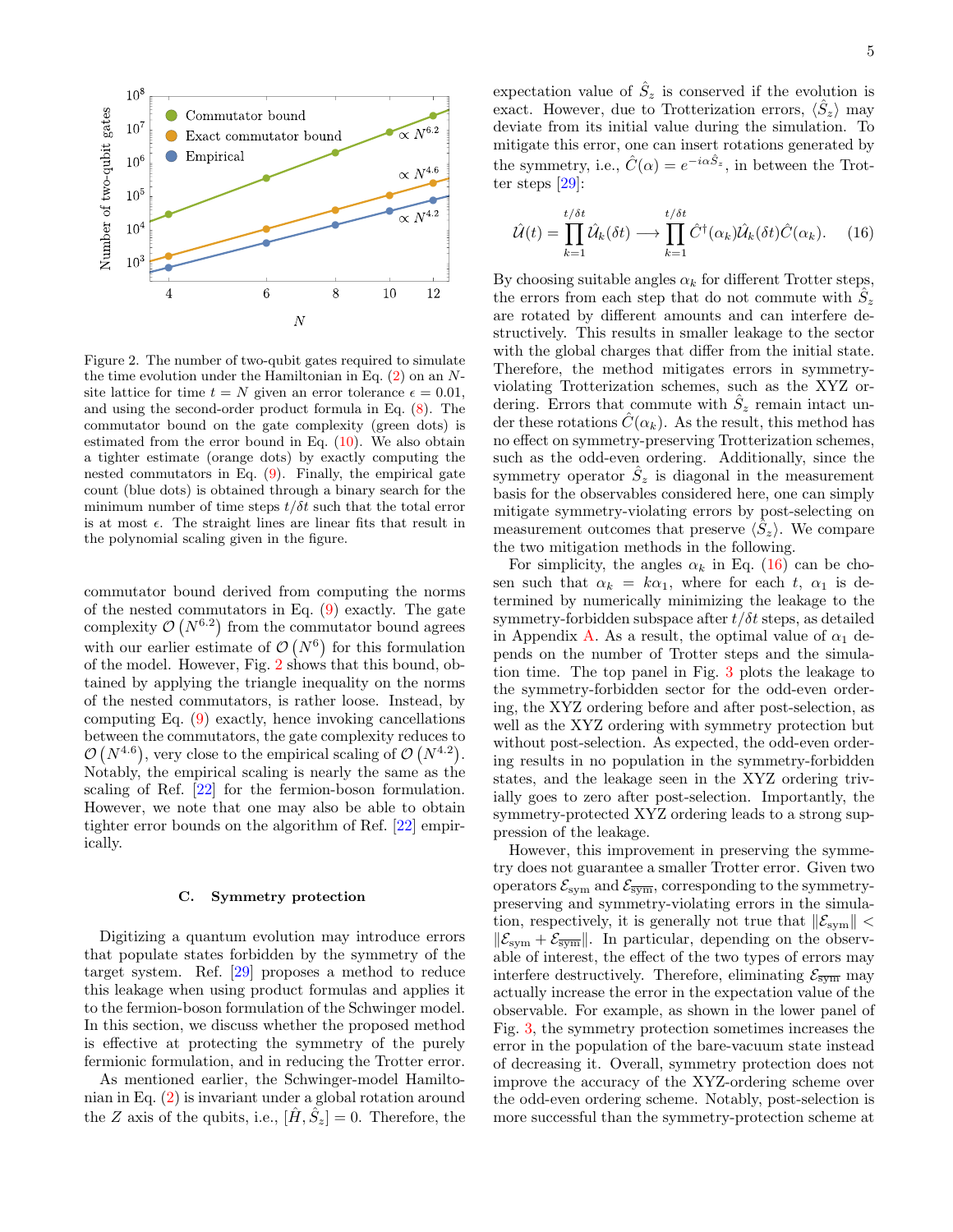Figure 2. The number of two-qubit gates required to simulate the time evolution under the Hamiltonian in Eq. (2) on an $N$-site lattice for time $t = N$ given an error tolerance $\epsilon = 0.01$, and using the second-order product formula in Eq. (8). The commutator bound on the gate complexity (green dots) is estimated from the error bound in Eq. (10). We also obtain a tighter estimate (orange dots) by exactly computing the nested commutators in Eq. (9). Finally, the empirical gate count (blue dots) is obtained through a binary search for the minimum number of time steps $t/\delta t$ such that the total error is at most $\epsilon$. The straight lines are linear fits that result in the polynomial scaling given in the figure.

commutator bound derived from computing the norms of the nested commutators in Eq. (9) exactly. The gate complexity $\mathcal{O}\left(N^{6.2}\right)$ from the commutator bound agrees with our earlier estimate of $\mathcal{O}\left(N^{6}\right)$ for this formulation of the model. However, Fig. 2 shows that this bound, obtained by applying the triangle inequality on the norms of the nested commutators, is rather loose. Instead, by computing Eq. (9) exactly, hence invoking cancellations between the commutators, the gate complexity reduces to $\mathcal{O}\left(N^{4.6}\right)$, very close to the empirical scaling of $\mathcal{O}\left(N^{4.2}\right)$. Notably, the empirical scaling is nearly the same as the scaling of Ref. [22] for the fermion-boson formulation. However, we note that one may also be able to obtain tighter error bounds on the algorithm of Ref. [22] empirically.

### C. Symmetry protection

Digitizing a quantum evolution may introduce errors that populate states forbidden by the symmetry of the target system. Ref. [29] proposes a method to reduce this leakage when using product formulas and applies it to the fermion-boson formulation of the Schwinger model. In this section, we discuss whether the proposed method is effective at protecting the symmetry of the purely fermionic formulation, and in reducing the Trotter error.

As mentioned earlier, the Schwinger-model Hamiltonian in Eq. (2) is invariant under a global rotation around the $Z$ axis of the qubits, i.e., $[\hat{H}, \hat{S}_z] = 0$. Therefore, the expectation value of $\hat{S}_z$ is conserved if the evolution is exact. However, due to Trotterization errors, $\langle \hat{S}_z \rangle$ may deviate from its initial value during the simulation. To mitigate this error, one can insert rotations generated by the symmetry, i.e., $\hat{C}(\alpha) = e^{-i\alpha \hat{S}_z}$, in between the Trotter steps [29]:

$$
\hat{\mathcal{U}}(t) = \prod_{k=1}^{t/\delta t} \hat{\mathcal{U}}_k(\delta t) \longrightarrow \prod_{k=1}^{t/\delta t} \hat{C}^{\dagger}(\alpha_k) \hat{\mathcal{U}}_k(\delta t) \hat{C}(\alpha_k). \quad (16)
$$

By choosing suitable angles $\alpha_k$ for different Trotter steps, the errors from each step that do not commute with $\hat{S}_z$ are rotated by different amounts and can interfere destructively. This results in smaller leakage to the sector with the global charges that differ from the initial state. Therefore, the method mitigates errors in symmetry-violating Trotterization schemes, such as the XYZ ordering. Errors that commute with $\hat{S}_z$ remain intact under these rotations $\hat{C}(\alpha_k)$. As the result, this method has no effect on symmetry-preserving Trotterization schemes, such as the odd-even ordering. Additionally, since the symmetry operator $\hat{S}_z$ is diagonal in the measurement basis for the observables considered here, one can simply mitigate symmetry-violating errors by post-selecting on measurement outcomes that preserve $\langle \hat{S}_z \rangle$. We compare the two mitigation methods in the following.

For simplicity, the angles $\alpha_k$ in Eq. (16) can be chosen such that $\alpha_k = k\alpha_1$, where for each $t$, $\alpha_1$ is determined by numerically minimizing the leakage to the symmetry-forbidden subspace after $t/\delta t$ steps, as detailed in Appendix A. As a result, the optimal value of $\alpha_1$ depends on the number of Trotter steps and the simulation time. The top panel in Fig. 3 plots the leakage to the symmetry-forbidden sector for the odd-even ordering, the XYZ ordering before and after post-selection, as well as the XYZ ordering with symmetry protection but without post-selection. As expected, the odd-even ordering results in no population in the symmetry-forbidden states, and the leakage seen in the XYZ ordering trivially goes to zero after post-selection. Importantly, the symmetry-protected XYZ ordering leads to a strong suppression of the leakage.

However, this improvement in preserving the symmetry does not guarantee a smaller Trotter error. Given two operators $\mathcal{E}_{\text{sym}}$ and $\mathcal{E}_{\overline{\text{sym}}}$, corresponding to the symmetry-preserving and symmetry-violating errors in the simulation, respectively, it is generally not true that $\|\mathcal{E}_{\text{sym}}\| < \|\mathcal{E}_{\text{sym}} + \mathcal{E}_{\overline{\text{sym}}}\|$. In particular, depending on the observable of interest, the effect of the two types of errors may interfere destructively. Therefore, eliminating $\mathcal{E}_{\overline{\text{sym}}}$ may actually increase the error in the expectation value of the observable. For example, as shown in the lower panel of Fig. 3, the symmetry protection sometimes increases the error in the population of the bare-vacuum state instead of decreasing it. Overall, symmetry protection does not improve the accuracy of the XYZ-ordering scheme over the odd-even ordering scheme. Notably, post-selection is more successful than the symmetry-protection scheme at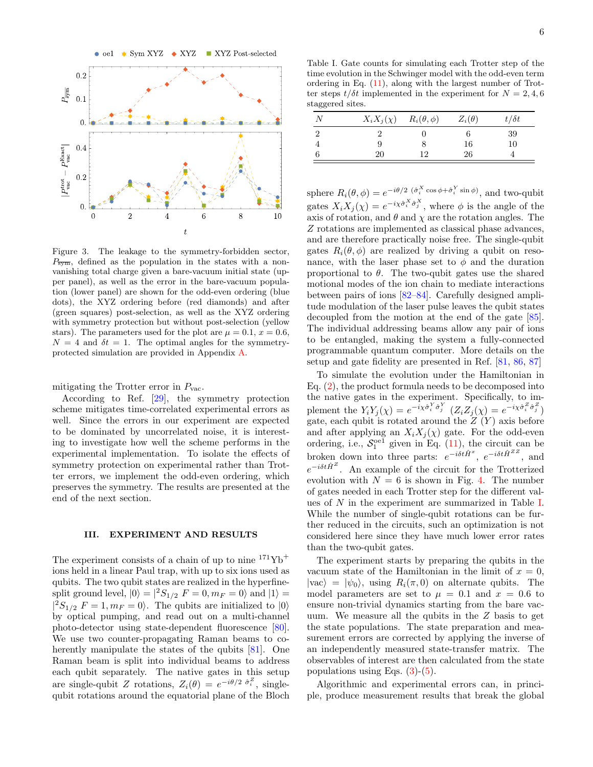Figure 3. The leakage to the symmetry-forbidden sector, $P_{\overline{\rm sym}}$, defined as the population in the states with a non-vanishing total charge given a bare-vacuum initial state (upper panel), as well as the error in the bare-vacuum population (lower panel) are shown for the odd-even ordering (blue dots), the XYZ ordering before (red diamonds) and after (green squares) post-selection, as well as the XYZ ordering with symmetry protection but without post-selection (yellow stars). The parameters used for the plot are $\mu = 0.1$, $x = 0.6$, $N = 4$ and $\delta t = 1$. The optimal angles for the symmetry-protected simulation are provided in Appendix A.

mitigating the Trotter error in $P_{\rm vac}$.

According to Ref. [29], the symmetry protection scheme mitigates time-correlated experimental errors as well. Since the errors in our experiment are expected to be dominated by uncorrelated noise, it is interesting to investigate how well the scheme performs in the experimental implementation. To isolate the effects of symmetry protection on experimental rather than Trotter errors, we implement the odd-even ordering, which preserves the symmetry. The results are presented at the end of the next section.

## III. EXPERIMENT AND RESULTS

The experiment consists of a chain of up to nine $^{171}\text{Yb}^+$ ions held in a linear Paul trap, with up to six ions used as qubits. The two qubit states are realized in the hyperfine-split ground level, $|0\rangle = |^2S_{1/2}\ F=0, m_F=0\rangle$ and $|1\rangle = |^2S_{1/2}\ F=1, m_F=0\rangle$. The qubits are initialized to $|0\rangle$ by optical pumping, and read out on a multi-channel photo-detector using state-dependent fluorescence [80]. We use two counter-propagating Raman beams to coherently manipulate the states of the qubits [81]. One Raman beam is split into individual beams to address each qubit separately. The native gates in this setup are single-qubit $Z$ rotations, $Z_i(\theta) = e^{-i\theta/2\ \hat{\sigma}_i^Z}$, single-qubit rotations around the equatorial plane of the Bloch sphere $R_i(\theta,\phi) = e^{-i\theta/2\ (\hat{\sigma}_i^X \cos\phi + \hat{\sigma}_i^Y \sin\phi)}$, and two-qubit gates $X_iX_j(\chi) = e^{-i\chi\hat{\sigma}_i^X\hat{\sigma}_j^X}$, where $\phi$ is the angle of the axis of rotation, and $\theta$ and $\chi$ are the rotation angles. The $Z$ rotations are implemented as classical phase advances, and are therefore practically noise free. The single-qubit gates $R_i(\theta,\phi)$ are realized by driving a qubit on resonance, with the laser phase set to $\phi$ and the duration proportional to $\theta$. The two-qubit gates use the shared motional modes of the ion chain to mediate interactions between pairs of ions [82–84]. Carefully designed amplitude modulation of the laser pulse leaves the qubit states decoupled from the motion at the end of the gate [85]. The individual addressing beams allow any pair of ions to be entangled, making the system a fully-connected programmable quantum computer. More details on the setup and gate fidelity are presented in Ref. [81, 86, 87]

Table I. Gate counts for simulating each Trotter step of the time evolution in the Schwinger model with the odd-even term ordering in Eq. (11), along with the largest number of Trotter steps $t/\delta t$ implemented in the experiment for $N = 2, 4, 6$ staggered sites.

| $N$ | $X_iX_j(\chi)$ | $R_i(\theta,\phi)$ | $Z_i(\theta)$ | $t/\delta t$ |
|---|---|---|---|---|
| 2 | 2 | 0 | 6 | 39 |
| 4 | 9 | 8 | 16 | 10 |
| 6 | 20 | 12 | 26 | 4 |

To simulate the evolution under the Hamiltonian in Eq. (2), the product formula needs to be decomposed into the native gates in the experiment. Specifically, to implement the $Y_iY_j(\chi) = e^{-i\chi\hat{\sigma}_i^Y\hat{\sigma}_j^Y}$ ($Z_iZ_j(\chi) = e^{-i\chi\hat{\sigma}_i^Z\hat{\sigma}_j^Z}$) gate, each qubit is rotated around the $Z$ ($Y$) axis before and after applying an $X_iX_j(\chi)$ gate. For the odd-even ordering, i.e., $\mathcal{S}_1^{\rm oe1}$ given in Eq. (11), the circuit can be broken down into three parts: $e^{-i\delta t\hat{H}^x}$, $e^{-i\delta t\hat{H}^{ZZ}}$, and $e^{-i\delta t\hat{H}^Z}$. An example of the circuit for the Trotterized evolution with $N = 6$ is shown in Fig. 4. The number of gates needed in each Trotter step for the different values of $N$ in the experiment are summarized in Table I. While the number of single-qubit rotations can be further reduced in the circuits, such an optimization is not considered here since they have much lower error rates than the two-qubit gates.

The experiment starts by preparing the qubits in the vacuum state of the Hamiltonian in the limit of $x = 0$, $|\text{vac}\rangle = |\psi_0\rangle$, using $R_i(\pi, 0)$ on alternate qubits. The model parameters are set to $\mu = 0.1$ and $x = 0.6$ to ensure non-trivial dynamics starting from the bare vacuum. We measure all the qubits in the $Z$ basis to get the state populations. The state preparation and measurement errors are corrected by applying the inverse of an independently measured state-transfer matrix. The observables of interest are then calculated from the state populations using Eqs. (3)-(5).

Algorithmic and experimental errors can, in principle, produce measurement results that break the global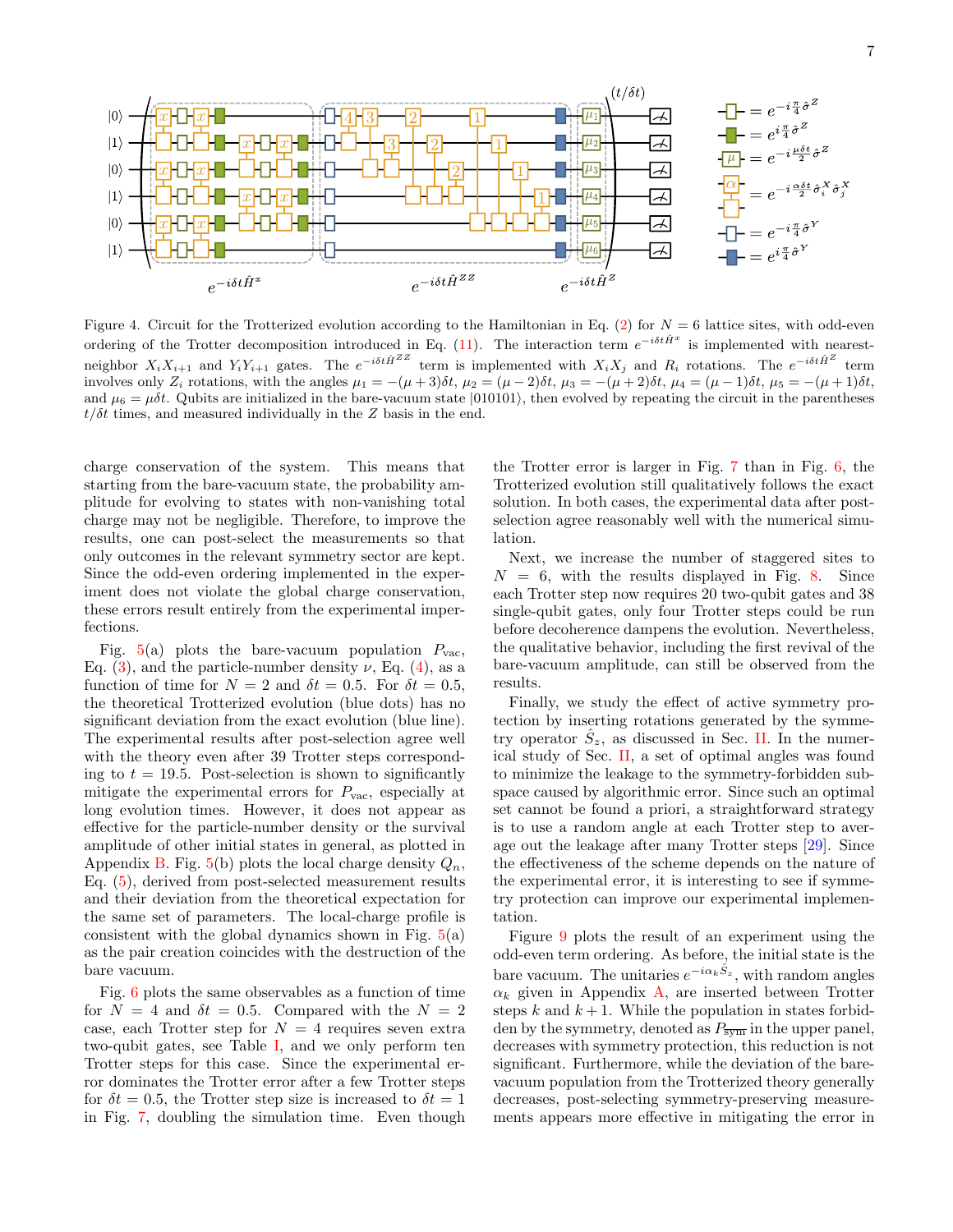Figure 4. Circuit for the Trotterized evolution according to the Hamiltonian in Eq. (2) for $N = 6$ lattice sites, with odd-even ordering of the Trotter decomposition introduced in Eq. (11). The interaction term $e^{-i\delta t \hat{H}^x}$ is implemented with nearest-neighbor $X_i X_{i+1}$ and $Y_i Y_{i+1}$ gates. The $e^{-i\delta t \hat{H}^{ZZ}}$ term is implemented with $X_i X_j$ and $R_i$ rotations. The $e^{-i\delta t \hat{H}^Z}$ term involves only $Z_i$ rotations, with the angles $\mu_1 = -(\mu+3)\delta t$, $\mu_2 = (\mu-2)\delta t$, $\mu_3 = -(\mu+2)\delta t$, $\mu_4 = (\mu-1)\delta t$, $\mu_5 = -(\mu+1)\delta t$, and $\mu_6 = \mu\delta t$. Qubits are initialized in the bare-vacuum state $|010101\rangle$, then evolved by repeating the circuit in the parentheses $t/\delta t$ times, and measured individually in the $Z$ basis in the end.

charge conservation of the system. This means that starting from the bare-vacuum state, the probability amplitude for evolving to states with non-vanishing total charge may not be negligible. Therefore, to improve the results, one can post-select the measurements so that only outcomes in the relevant symmetry sector are kept. Since the odd-even ordering implemented in the experiment does not violate the global charge conservation, these errors result entirely from the experimental imperfections.

Fig. 5(a) plots the bare-vacuum population $P_{\text{vac}}$, Eq. (3), and the particle-number density $\nu$, Eq. (4), as a function of time for $N = 2$ and $\delta t = 0.5$. For $\delta t = 0.5$, the theoretical Trotterized evolution (blue dots) has no significant deviation from the exact evolution (blue line). The experimental results after post-selection agree well with the theory even after 39 Trotter steps corresponding to $t = 19.5$. Post-selection is shown to significantly mitigate the experimental errors for $P_{\text{vac}}$, especially at long evolution times. However, it does not appear as effective for the particle-number density or the survival amplitude of other initial states in general, as plotted in Appendix B. Fig. 5(b) plots the local charge density $Q_n$, Eq. (5), derived from post-selected measurement results and their deviation from the theoretical expectation for the same set of parameters. The local-charge profile is consistent with the global dynamics shown in Fig. 5(a) as the pair creation coincides with the destruction of the bare vacuum.

Fig. 6 plots the same observables as a function of time for $N = 4$ and $\delta t = 0.5$. Compared with the $N = 2$ case, each Trotter step for $N = 4$ requires seven extra two-qubit gates, see Table I, and we only perform ten Trotter steps for this case. Since the experimental error dominates the Trotter error after a few Trotter steps for $\delta t = 0.5$, the Trotter step size is increased to $\delta t = 1$ in Fig. 7, doubling the simulation time. Even though the Trotter error is larger in Fig. 7 than in Fig. 6, the Trotterized evolution still qualitatively follows the exact solution. In both cases, the experimental data after post-selection agree reasonably well with the numerical simulation.

Next, we increase the number of staggered sites to $N = 6$, with the results displayed in Fig. 8. Since each Trotter step now requires 20 two-qubit gates and 38 single-qubit gates, only four Trotter steps could be run before decoherence dampens the evolution. Nevertheless, the qualitative behavior, including the first revival of the bare-vacuum amplitude, can still be observed from the results.

Finally, we study the effect of active symmetry protection by inserting rotations generated by the symmetry operator $\hat{S}_z$, as discussed in Sec. II. In the numerical study of Sec. II, a set of optimal angles was found to minimize the leakage to the symmetry-forbidden subspace caused by algorithmic error. Since such an optimal set cannot be found a priori, a straightforward strategy is to use a random angle at each Trotter step to average out the leakage after many Trotter steps [29]. Since the effectiveness of the scheme depends on the nature of the experimental error, it is interesting to see if symmetry protection can improve our experimental implementation.

Figure 9 plots the result of an experiment using the odd-even term ordering. As before, the initial state is the bare vacuum. The unitaries $e^{-i\alpha_k \hat{S}_z}$, with random angles $\alpha_k$ given in Appendix A, are inserted between Trotter steps $k$ and $k+1$. While the population in states forbidden by the symmetry, denoted as $P_{\overline{\text{sym}}}$ in the upper panel, decreases with symmetry protection, this reduction is not significant. Furthermore, while the deviation of the bare-vacuum population from the Trotterized theory generally decreases, post-selecting symmetry-preserving measurements appears more effective in mitigating the error in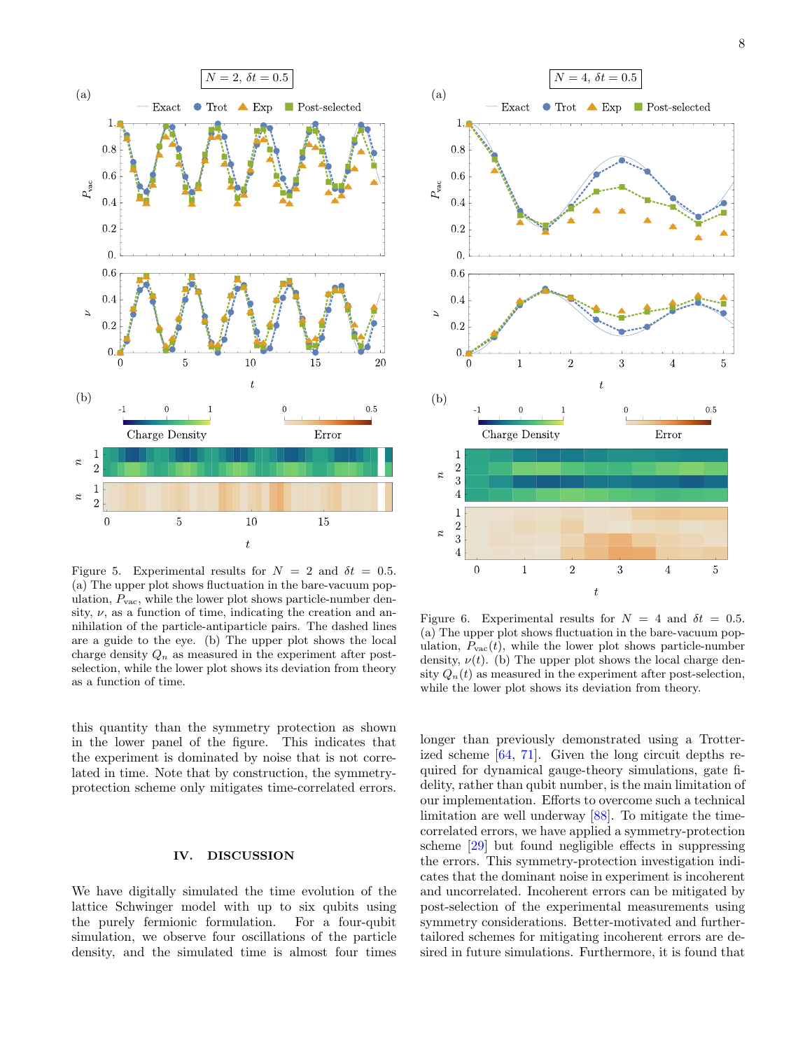Figure 5. Experimental results for $N = 2$ and $\delta t = 0.5$. (a) The upper plot shows fluctuation in the bare-vacuum population, $P_{\text{vac}}$, while the lower plot shows particle-number density, $\nu$, as a function of time, indicating the creation and annihilation of the particle-antiparticle pairs. The dashed lines are a guide to the eye. (b) The upper plot shows the local charge density $Q_n$ as measured in the experiment after post-selection, while the lower plot shows its deviation from theory as a function of time.

Figure 6. Experimental results for $N = 4$ and $\delta t = 0.5$. (a) The upper plot shows fluctuation in the bare-vacuum population, $P_{\text{vac}}(t)$, while the lower plot shows particle-number density, $\nu(t)$. (b) The upper plot shows the local charge density $Q_n(t)$ as measured in the experiment after post-selection, while the lower plot shows its deviation from theory.

this quantity than the symmetry protection as shown in the lower panel of the figure. This indicates that the experiment is dominated by noise that is not correlated in time. Note that by construction, the symmetry-protection scheme only mitigates time-correlated errors.

## IV. DISCUSSION

We have digitally simulated the time evolution of the lattice Schwinger model with up to six qubits using the purely fermionic formulation. For a four-qubit simulation, we observe four oscillations of the particle density, and the simulated time is almost four times longer than previously demonstrated using a Trotterized scheme [64, 71]. Given the long circuit depths required for dynamical gauge-theory simulations, gate fidelity, rather than qubit number, is the main limitation of our implementation. Efforts to overcome such a technical limitation are well underway [88]. To mitigate the time-correlated errors, we have applied a symmetry-protection scheme [29] but found negligible effects in suppressing the errors. This symmetry-protection investigation indicates that the dominant noise in experiment is incoherent and uncorrelated. Incoherent errors can be mitigated by post-selection of the experimental measurements using symmetry considerations. Better-motivated and further-tailored schemes for mitigating incoherent errors are desired in future simulations. Furthermore, it is found that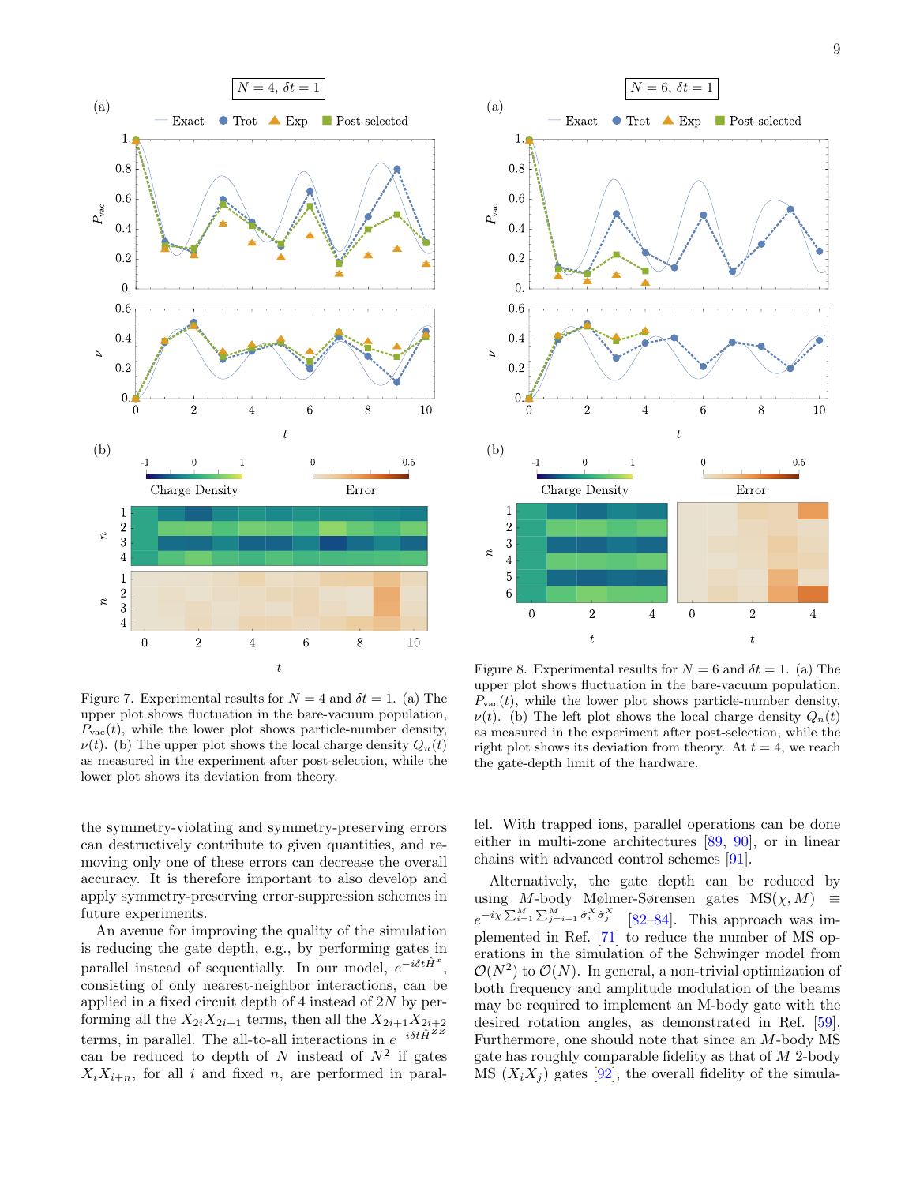Figure 7. Experimental results for $N = 4$ and $\delta t = 1$. (a) The upper plot shows fluctuation in the bare-vacuum population, $P_{\rm vac}(t)$, while the lower plot shows particle-number density, $\nu(t)$. (b) The upper plot shows the local charge density $Q_n(t)$ as measured in the experiment after post-selection, while the lower plot shows its deviation from theory.

Figure 8. Experimental results for $N = 6$ and $\delta t = 1$. (a) The upper plot shows fluctuation in the bare-vacuum population, $P_{\rm vac}(t)$, while the lower plot shows particle-number density, $\nu(t)$. (b) The left plot shows the local charge density $Q_n(t)$ as measured in the experiment after post-selection, while the right plot shows its deviation from theory. At $t = 4$, we reach the gate-depth limit of the hardware.

the symmetry-violating and symmetry-preserving errors can destructively contribute to given quantities, and removing only one of these errors can decrease the overall accuracy. It is therefore important to also develop and apply symmetry-preserving error-suppression schemes in future experiments.

An avenue for improving the quality of the simulation is reducing the gate depth, e.g., by performing gates in parallel instead of sequentially. In our model, $e^{-i\delta t \hat{H}^x}$, consisting of only nearest-neighbor interactions, can be applied in a fixed circuit depth of 4 instead of $2N$ by performing all the $X_{2i}X_{2i+1}$ terms, then all the $X_{2i+1}X_{2i+2}$ terms, in parallel. The all-to-all interactions in $e^{-i\delta t \hat{H}^{ZZ}}$ can be reduced to depth of $N$ instead of $N^2$ if gates $X_i X_{i+n}$, for all $i$ and fixed $n$, are performed in parallel. With trapped ions, parallel operations can be done either in multi-zone architectures [89, 90], or in linear chains with advanced control schemes [91].

Alternatively, the gate depth can be reduced by using $M$-body Mølmer-Sørensen gates $\text{MS}(\chi, M) \equiv e^{-i\chi \sum_{i=1}^{M}\sum_{j=i+1}^{M} \hat{\sigma}_i^X \hat{\sigma}_j^X}$ [82–84]. This approach was implemented in Ref. [71] to reduce the number of MS operations in the simulation of the Schwinger model from $\mathcal{O}(N^2)$ to $\mathcal{O}(N)$. In general, a non-trivial optimization of both frequency and amplitude modulation of the beams may be required to implement an M-body gate with the desired rotation angles, as demonstrated in Ref. [59]. Furthermore, one should note that since an $M$-body MS gate has roughly comparable fidelity as that of $M$ 2-body MS ($X_i X_j$) gates [92], the overall fidelity of the simula-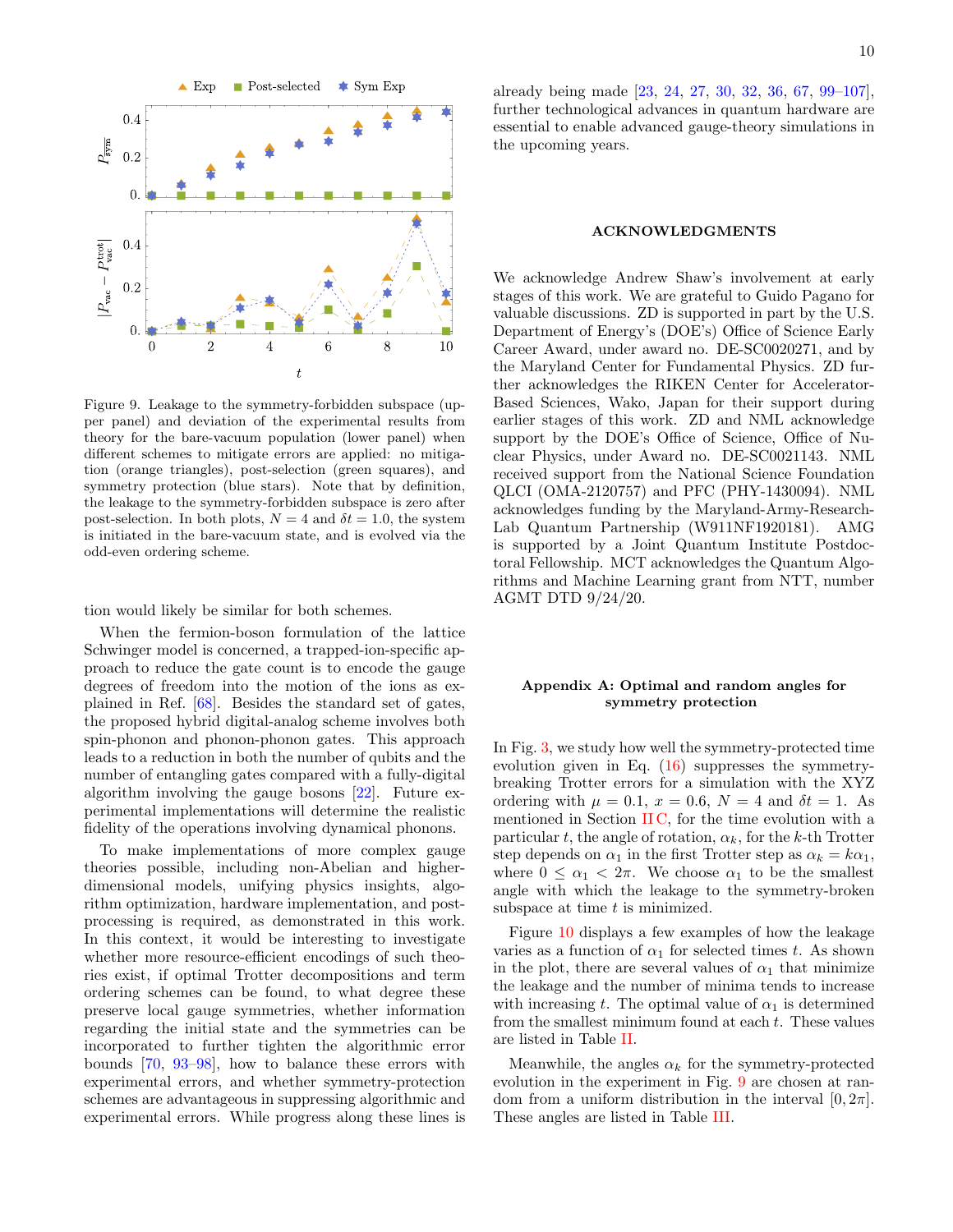Figure 9. Leakage to the symmetry-forbidden subspace (upper panel) and deviation of the experimental results from theory for the bare-vacuum population (lower panel) when different schemes to mitigate errors are applied: no mitigation (orange triangles), post-selection (green squares), and symmetry protection (blue stars). Note that by definition, the leakage to the symmetry-forbidden subspace is zero after post-selection. In both plots, $N = 4$ and $\delta t = 1.0$, the system is initiated in the bare-vacuum state, and is evolved via the odd-even ordering scheme.

tion would likely be similar for both schemes.

When the fermion-boson formulation of the lattice Schwinger model is concerned, a trapped-ion-specific approach to reduce the gate count is to encode the gauge degrees of freedom into the motion of the ions as explained in Ref. [68]. Besides the standard set of gates, the proposed hybrid digital-analog scheme involves both spin-phonon and phonon-phonon gates. This approach leads to a reduction in both the number of qubits and the number of entangling gates compared with a fully-digital algorithm involving the gauge bosons [22]. Future experimental implementations will determine the realistic fidelity of the operations involving dynamical phonons.

To make implementations of more complex gauge theories possible, including non-Abelian and higher-dimensional models, unifying physics insights, algorithm optimization, hardware implementation, and post-processing is required, as demonstrated in this work. In this context, it would be interesting to investigate whether more resource-efficient encodings of such theories exist, if optimal Trotter decompositions and term ordering schemes can be found, to what degree these preserve local gauge symmetries, whether information regarding the initial state and the symmetries can be incorporated to further tighten the algorithmic error bounds [70, 93–98], how to balance these errors with experimental errors, and whether symmetry-protection schemes are advantageous in suppressing algorithmic and experimental errors. While progress along these lines is already being made [23, 24, 27, 30, 32, 36, 67, 99–107], further technological advances in quantum hardware are essential to enable advanced gauge-theory simulations in the upcoming years.

## ACKNOWLEDGMENTS

We acknowledge Andrew Shaw's involvement at early stages of this work. We are grateful to Guido Pagano for valuable discussions. ZD is supported in part by the U.S. Department of Energy's (DOE's) Office of Science Early Career Award, under award no. DE-SC0020271, and by the Maryland Center for Fundamental Physics. ZD further acknowledges the RIKEN Center for Accelerator-Based Sciences, Wako, Japan for their support during earlier stages of this work. ZD and NML acknowledge support by the DOE's Office of Science, Office of Nuclear Physics, under Award no. DE-SC0021143. NML received support from the National Science Foundation QLCI (OMA-2120757) and PFC (PHY-1430094). NML acknowledges funding by the Maryland-Army-Research-Lab Quantum Partnership (W911NF1920181). AMG is supported by a Joint Quantum Institute Postdoctoral Fellowship. MCT acknowledges the Quantum Algorithms and Machine Learning grant from NTT, number AGMT DTD 9/24/20.

## Appendix A: Optimal and random angles for symmetry protection

In Fig. 3, we study how well the symmetry-protected time evolution given in Eq. (16) suppresses the symmetry-breaking Trotter errors for a simulation with the XYZ ordering with $\mu = 0.1$, $x = 0.6$, $N = 4$ and $\delta t = 1$. As mentioned in Section II C, for the time evolution with a particular $t$, the angle of rotation, $\alpha_k$, for the $k$-th Trotter step depends on $\alpha_1$ in the first Trotter step as $\alpha_k = k\alpha_1$, where $0 \leq \alpha_1 < 2\pi$. We choose $\alpha_1$ to be the smallest angle with which the leakage to the symmetry-broken subspace at time $t$ is minimized.

Figure 10 displays a few examples of how the leakage varies as a function of $\alpha_1$ for selected times $t$. As shown in the plot, there are several values of $\alpha_1$ that minimize the leakage and the number of minima tends to increase with increasing $t$. The optimal value of $\alpha_1$ is determined from the smallest minimum found at each $t$. These values are listed in Table II.

Meanwhile, the angles $\alpha_k$ for the symmetry-protected evolution in the experiment in Fig. 9 are chosen at random from a uniform distribution in the interval $[0, 2\pi]$. These angles are listed in Table III.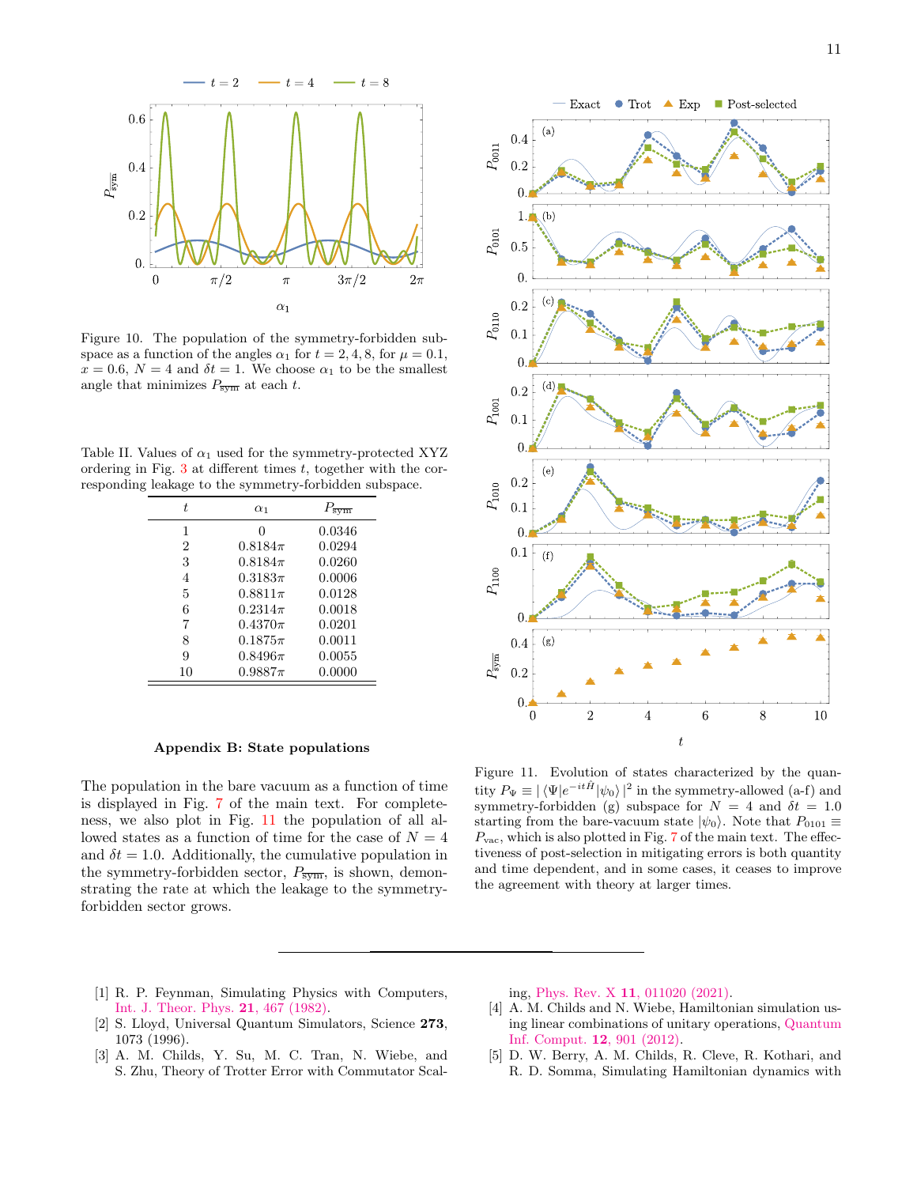Figure 10. The population of the symmetry-forbidden subspace as a function of the angles $\alpha_1$ for $t = 2, 4, 8$, for $\mu = 0.1$, $x = 0.6$, $N = 4$ and $\delta t = 1$. We choose $\alpha_1$ to be the smallest angle that minimizes $P_{\overline{\text{sym}}}$ at each $t$.

Table II. Values of $\alpha_1$ used for the symmetry-protected XYZ ordering in Fig. 3 at different times $t$, together with the corresponding leakage to the symmetry-forbidden subspace.

| $t$ | $\alpha_1$ | $P_{\overline{\text{sym}}}$ |
|---|---|---|
| 1 | 0 | 0.0346 |
| 2 | $0.8184\pi$ | 0.0294 |
| 3 | $0.8184\pi$ | 0.0260 |
| 4 | $0.3183\pi$ | 0.0006 |
| 5 | $0.8811\pi$ | 0.0128 |
| 6 | $0.2314\pi$ | 0.0018 |
| 7 | $0.4370\pi$ | 0.0201 |
| 8 | $0.1875\pi$ | 0.0011 |
| 9 | $0.8496\pi$ | 0.0055 |
| 10 | $0.9887\pi$ | 0.0000 |

## Appendix B: State populations

The population in the bare vacuum as a function of time is displayed in Fig. 7 of the main text. For completeness, we also plot in Fig. 11 the population of all allowed states as a function of time for the case of $N = 4$ and $\delta t = 1.0$. Additionally, the cumulative population in the symmetry-forbidden sector, $P_{\overline{\text{sym}}}$, is shown, demonstrating the rate at which the leakage to the symmetry-forbidden sector grows.

Figure 11. Evolution of states characterized by the quantity $P_\Psi \equiv |\langle\Psi|e^{-it\hat{H}}|\psi_0\rangle|^2$ in the symmetry-allowed (a-f) and symmetry-forbidden (g) subspace for $N = 4$ and $\delta t = 1.0$ starting from the bare-vacuum state $|\psi_0\rangle$. Note that $P_{0101} \equiv P_{\text{vac}}$, which is also plotted in Fig. 7 of the main text. The effectiveness of post-selection in mitigating errors is both quantity and time dependent, and in some cases, it ceases to improve the agreement with theory at larger times.

[1] R. P. Feynman, Simulating Physics with Computers, Int. J. Theor. Phys. **21**, 467 (1982).

[2] S. Lloyd, Universal Quantum Simulators, Science **273**, 1073 (1996).

[3] A. M. Childs, Y. Su, M. C. Tran, N. Wiebe, and S. Zhu, Theory of Trotter Error with Commutator Scaling, Phys. Rev. X **11**, 011020 (2021).

[4] A. M. Childs and N. Wiebe, Hamiltonian simulation using linear combinations of unitary operations, Quantum Inf. Comput. **12**, 901 (2012).

[5] D. W. Berry, A. M. Childs, R. Cleve, R. Kothari, and R. D. Somma, Simulating Hamiltonian dynamics with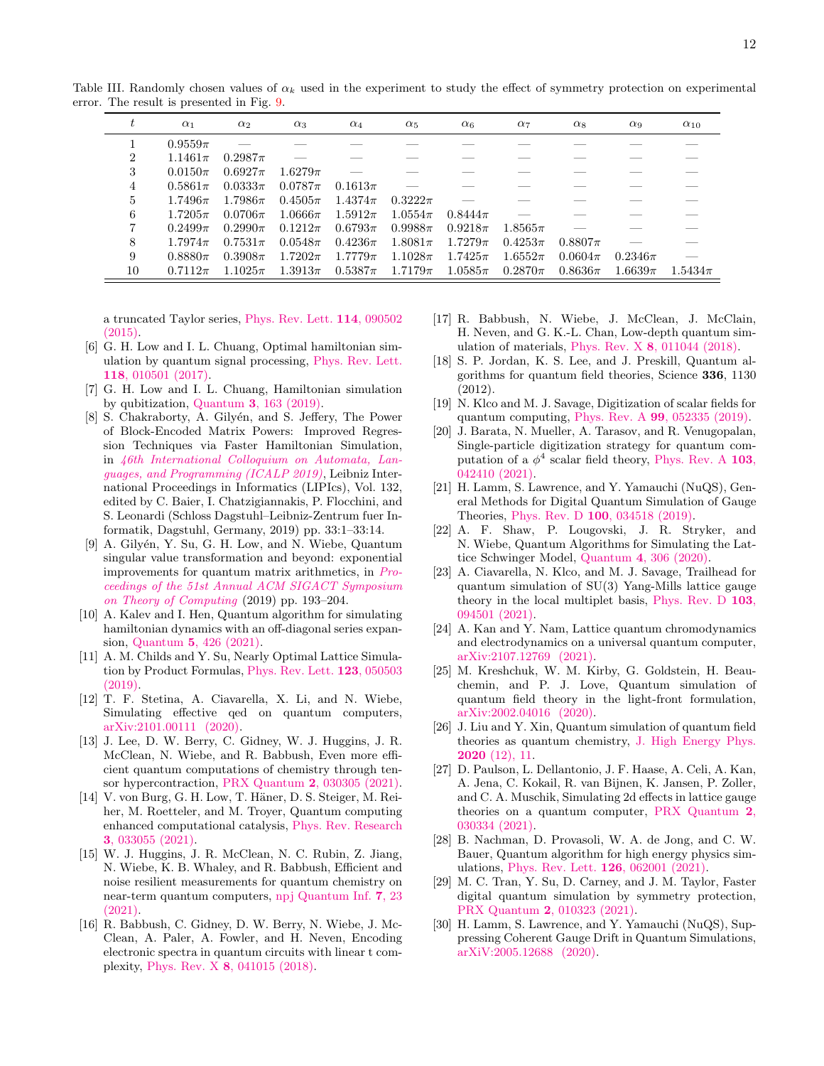Table III. Randomly chosen values of $\alpha_k$ used in the experiment to study the effect of symmetry protection on experimental error. The result is presented in Fig. 9.

| $t$ | $\alpha_1$ | $\alpha_2$ | $\alpha_3$ | $\alpha_4$ | $\alpha_5$ | $\alpha_6$ | $\alpha_7$ | $\alpha_8$ | $\alpha_9$ | $\alpha_{10}$ |
|---|---|---|---|---|---|---|---|---|---|---|
| 1 | $0.9559\pi$ | — | — | — | — | — | — | — | — | — |
| 2 | $1.1461\pi$ | $0.2987\pi$ | — | — | — | — | — | — | — | — |
| 3 | $0.0150\pi$ | $0.6927\pi$ | $1.6279\pi$ | — | — | — | — | — | — | — |
| 4 | $0.5861\pi$ | $0.0333\pi$ | $0.0787\pi$ | $0.1613\pi$ | — | — | — | — | — | — |
| 5 | $1.7496\pi$ | $1.7986\pi$ | $0.4505\pi$ | $1.4374\pi$ | $0.3222\pi$ | — | — | — | — | — |
| 6 | $1.7205\pi$ | $0.0706\pi$ | $1.0666\pi$ | $1.5912\pi$ | $1.0554\pi$ | $0.8444\pi$ | — | — | — | — |
| 7 | $0.2499\pi$ | $0.2990\pi$ | $0.1212\pi$ | $0.6793\pi$ | $0.9988\pi$ | $0.9218\pi$ | $1.8565\pi$ | — | — | — |
| 8 | $1.7974\pi$ | $0.7531\pi$ | $0.0548\pi$ | $0.4236\pi$ | $1.8081\pi$ | $1.7279\pi$ | $0.4253\pi$ | $0.8807\pi$ | — | — |
| 9 | $0.8880\pi$ | $0.3908\pi$ | $1.7202\pi$ | $1.7779\pi$ | $1.1028\pi$ | $1.7425\pi$ | $1.6552\pi$ | $0.0604\pi$ | $0.2346\pi$ | — |
| 10 | $0.7112\pi$ | $1.1025\pi$ | $1.3913\pi$ | $0.5387\pi$ | $1.7179\pi$ | $1.0585\pi$ | $0.2870\pi$ | $0.8636\pi$ | $1.6639\pi$ | $1.5434\pi$ |

a truncated Taylor series, Phys. Rev. Lett. **114**, 090502 (2015).

[6] G. H. Low and I. L. Chuang, Optimal hamiltonian simulation by quantum signal processing, Phys. Rev. Lett. **118**, 010501 (2017).

[7] G. H. Low and I. L. Chuang, Hamiltonian simulation by qubitization, Quantum **3**, 163 (2019).

[8] S. Chakraborty, A. Gilyén, and S. Jeffery, The Power of Block-Encoded Matrix Powers: Improved Regression Techniques via Faster Hamiltonian Simulation, in *46th International Colloquium on Automata, Languages, and Programming (ICALP 2019)*, Leibniz International Proceedings in Informatics (LIPIcs), Vol. 132, edited by C. Baier, I. Chatzigiannakis, P. Flocchini, and S. Leonardi (Schloss Dagstuhl–Leibniz-Zentrum fuer Informatik, Dagstuhl, Germany, 2019) pp. 33:1–33:14.

[9] A. Gilyén, Y. Su, G. H. Low, and N. Wiebe, Quantum singular value transformation and beyond: exponential improvements for quantum matrix arithmetics, in *Proceedings of the 51st Annual ACM SIGACT Symposium on Theory of Computing* (2019) pp. 193–204.

[10] A. Kalev and I. Hen, Quantum algorithm for simulating hamiltonian dynamics with an off-diagonal series expansion, Quantum **5**, 426 (2021).

[11] A. M. Childs and Y. Su, Nearly Optimal Lattice Simulation by Product Formulas, Phys. Rev. Lett. **123**, 050503 (2019).

[12] T. F. Stetina, A. Ciavarella, X. Li, and N. Wiebe, Simulating effective qed on quantum computers, arXiv:2101.00111 (2020).

[13] J. Lee, D. W. Berry, C. Gidney, W. J. Huggins, J. R. McClean, N. Wiebe, and R. Babbush, Even more efficient quantum computations of chemistry through tensor hypercontraction, PRX Quantum **2**, 030305 (2021).

[14] V. von Burg, G. H. Low, T. Häner, D. S. Steiger, M. Reiher, M. Roetteler, and M. Troyer, Quantum computing enhanced computational catalysis, Phys. Rev. Research **3**, 033055 (2021).

[15] W. J. Huggins, J. R. McClean, N. C. Rubin, Z. Jiang, N. Wiebe, K. B. Whaley, and R. Babbush, Efficient and noise resilient measurements for quantum chemistry on near-term quantum computers, npj Quantum Inf. **7**, 23 (2021).

[16] R. Babbush, C. Gidney, D. W. Berry, N. Wiebe, J. McClean, A. Paler, A. Fowler, and H. Neven, Encoding electronic spectra in quantum circuits with linear t complexity, Phys. Rev. X **8**, 041015 (2018).

[17] R. Babbush, N. Wiebe, J. McClean, J. McClain, H. Neven, and G. K.-L. Chan, Low-depth quantum simulation of materials, Phys. Rev. X **8**, 011044 (2018).

[18] S. P. Jordan, K. S. Lee, and J. Preskill, Quantum algorithms for quantum field theories, Science **336**, 1130 (2012).

[19] N. Klco and M. J. Savage, Digitization of scalar fields for quantum computing, Phys. Rev. A **99**, 052335 (2019).

[20] J. Barata, N. Mueller, A. Tarasov, and R. Venugopalan, Single-particle digitization strategy for quantum computation of a $\phi^4$ scalar field theory, Phys. Rev. A **103**, 042410 (2021).

[21] H. Lamm, S. Lawrence, and Y. Yamauchi (NuQS), General Methods for Digital Quantum Simulation of Gauge Theories, Phys. Rev. D **100**, 034518 (2019).

[22] A. F. Shaw, P. Lougovski, J. R. Stryker, and N. Wiebe, Quantum Algorithms for Simulating the Lattice Schwinger Model, Quantum **4**, 306 (2020).

[23] A. Ciavarella, N. Klco, and M. J. Savage, Trailhead for quantum simulation of SU(3) Yang-Mills lattice gauge theory in the local multiplet basis, Phys. Rev. D **103**, 094501 (2021).

[24] A. Kan and Y. Nam, Lattice quantum chromodynamics and electrodynamics on a universal quantum computer, arXiv:2107.12769 (2021).

[25] M. Kreshchuk, W. M. Kirby, G. Goldstein, H. Beauchemin, and P. J. Love, Quantum simulation of quantum field theory in the light-front formulation, arXiv:2002.04016 (2020).

[26] J. Liu and Y. Xin, Quantum simulation of quantum field theories as quantum chemistry, J. High Energy Phys. **2020** (12), 11.

[27] D. Paulson, L. Dellantonio, J. F. Haase, A. Celi, A. Kan, A. Jena, C. Kokail, R. van Bijnen, K. Jansen, P. Zoller, and C. A. Muschik, Simulating 2d effects in lattice gauge theories on a quantum computer, PRX Quantum **2**, 030334 (2021).

[28] B. Nachman, D. Provasoli, W. A. de Jong, and C. W. Bauer, Quantum algorithm for high energy physics simulations, Phys. Rev. Lett. **126**, 062001 (2021).

[29] M. C. Tran, Y. Su, D. Carney, and J. M. Taylor, Faster digital quantum simulation by symmetry protection, PRX Quantum **2**, 010323 (2021).

[30] H. Lamm, S. Lawrence, and Y. Yamauchi (NuQS), Suppressing Coherent Gauge Drift in Quantum Simulations, arXiV:2005.12688 (2020).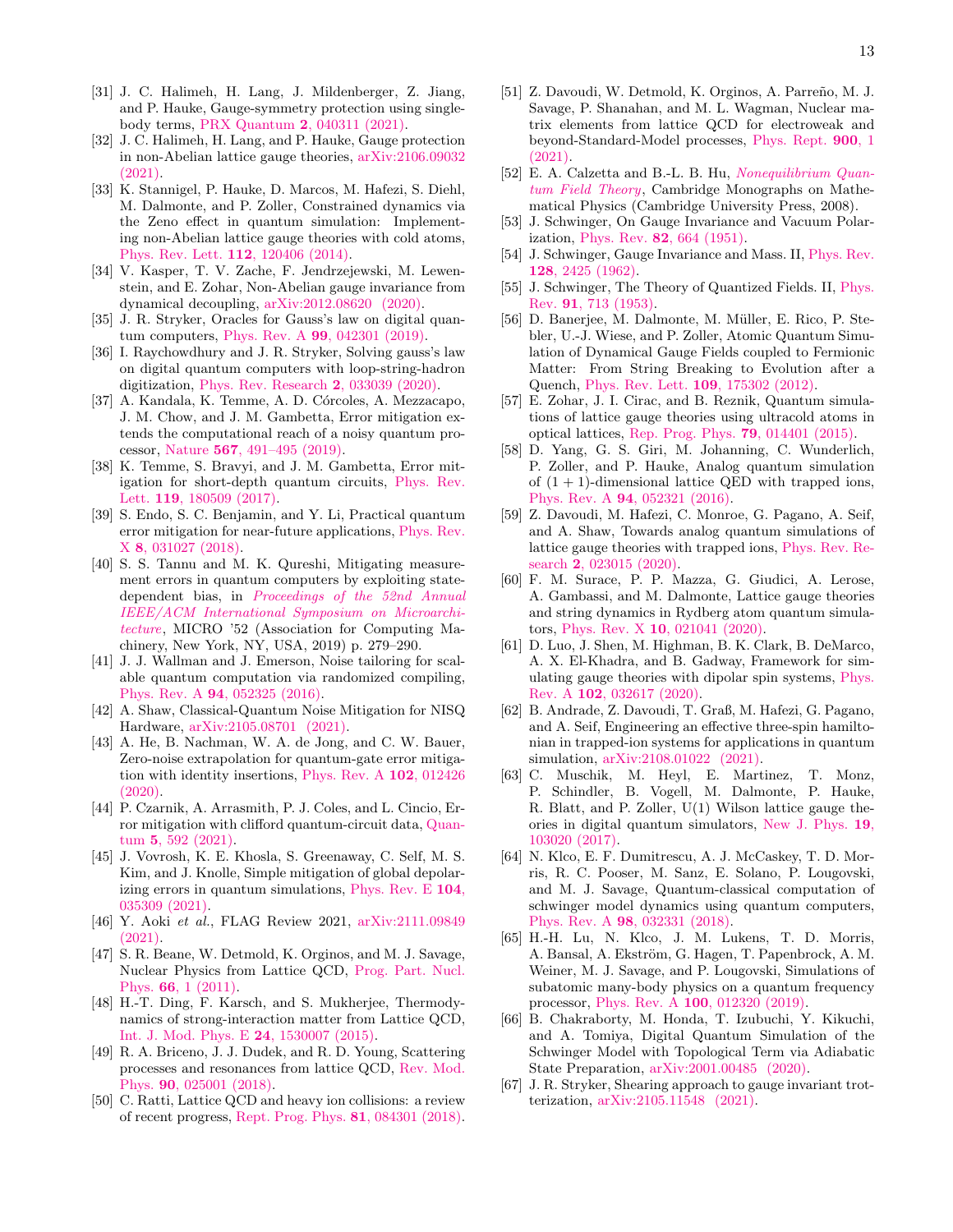[31] J. C. Halimeh, H. Lang, J. Mildenberger, Z. Jiang, and P. Hauke, Gauge-symmetry protection using single-body terms, PRX Quantum **2**, 040311 (2021).

[32] J. C. Halimeh, H. Lang, and P. Hauke, Gauge protection in non-Abelian lattice gauge theories, arXiv:2106.09032 (2021).

[33] K. Stannigel, P. Hauke, D. Marcos, M. Hafezi, S. Diehl, M. Dalmonte, and P. Zoller, Constrained dynamics via the Zeno effect in quantum simulation: Implementing non-Abelian lattice gauge theories with cold atoms, Phys. Rev. Lett. **112**, 120406 (2014).

[34] V. Kasper, T. V. Zache, F. Jendrzejewski, M. Lewenstein, and E. Zohar, Non-Abelian gauge invariance from dynamical decoupling, arXiv:2012.08620 (2020).

[35] J. R. Stryker, Oracles for Gauss's law on digital quantum computers, Phys. Rev. A **99**, 042301 (2019).

[36] I. Raychowdhury and J. R. Stryker, Solving gauss's law on digital quantum computers with loop-string-hadron digitization, Phys. Rev. Research **2**, 033039 (2020).

[37] A. Kandala, K. Temme, A. D. Córcoles, A. Mezzacapo, J. M. Chow, and J. M. Gambetta, Error mitigation extends the computational reach of a noisy quantum processor, Nature **567**, 491–495 (2019).

[38] K. Temme, S. Bravyi, and J. M. Gambetta, Error mitigation for short-depth quantum circuits, Phys. Rev. Lett. **119**, 180509 (2017).

[39] S. Endo, S. C. Benjamin, and Y. Li, Practical quantum error mitigation for near-future applications, Phys. Rev. X **8**, 031027 (2018).

[40] S. S. Tannu and M. K. Qureshi, Mitigating measurement errors in quantum computers by exploiting state-dependent bias, in *Proceedings of the 52nd Annual IEEE/ACM International Symposium on Microarchitecture*, MICRO '52 (Association for Computing Machinery, New York, NY, USA, 2019) p. 279–290.

[41] J. J. Wallman and J. Emerson, Noise tailoring for scalable quantum computation via randomized compiling, Phys. Rev. A **94**, 052325 (2016).

[42] A. Shaw, Classical-Quantum Noise Mitigation for NISQ Hardware, arXiv:2105.08701 (2021).

[43] A. He, B. Nachman, W. A. de Jong, and C. W. Bauer, Zero-noise extrapolation for quantum-gate error mitigation with identity insertions, Phys. Rev. A **102**, 012426 (2020).

[44] P. Czarnik, A. Arrasmith, P. J. Coles, and L. Cincio, Error mitigation with clifford quantum-circuit data, Quantum **5**, 592 (2021).

[45] J. Vovrosh, K. E. Khosla, S. Greenaway, C. Self, M. S. Kim, and J. Knolle, Simple mitigation of global depolarizing errors in quantum simulations, Phys. Rev. E **104**, 035309 (2021).

[46] Y. Aoki *et al.*, FLAG Review 2021, arXiv:2111.09849 (2021).

[47] S. R. Beane, W. Detmold, K. Orginos, and M. J. Savage, Nuclear Physics from Lattice QCD, Prog. Part. Nucl. Phys. **66**, 1 (2011).

[48] H.-T. Ding, F. Karsch, and S. Mukherjee, Thermodynamics of strong-interaction matter from Lattice QCD, Int. J. Mod. Phys. E **24**, 1530007 (2015).

[49] R. A. Briceno, J. J. Dudek, and R. D. Young, Scattering processes and resonances from lattice QCD, Rev. Mod. Phys. **90**, 025001 (2018).

[50] C. Ratti, Lattice QCD and heavy ion collisions: a review of recent progress, Rept. Prog. Phys. **81**, 084301 (2018).

[51] Z. Davoudi, W. Detmold, K. Orginos, A. Parreño, M. J. Savage, P. Shanahan, and M. L. Wagman, Nuclear matrix elements from lattice QCD for electroweak and beyond-Standard-Model processes, Phys. Rept. **900**, 1 (2021).

[52] E. A. Calzetta and B.-L. B. Hu, *Nonequilibrium Quantum Field Theory*, Cambridge Monographs on Mathematical Physics (Cambridge University Press, 2008).

[53] J. Schwinger, On Gauge Invariance and Vacuum Polarization, Phys. Rev. **82**, 664 (1951).

[54] J. Schwinger, Gauge Invariance and Mass. II, Phys. Rev. **128**, 2425 (1962).

[55] J. Schwinger, The Theory of Quantized Fields. II, Phys. Rev. **91**, 713 (1953).

[56] D. Banerjee, M. Dalmonte, M. Müller, E. Rico, P. Stebler, U.-J. Wiese, and P. Zoller, Atomic Quantum Simulation of Dynamical Gauge Fields coupled to Fermionic Matter: From String Breaking to Evolution after a Quench, Phys. Rev. Lett. **109**, 175302 (2012).

[57] E. Zohar, J. I. Cirac, and B. Reznik, Quantum simulations of lattice gauge theories using ultracold atoms in optical lattices, Rep. Prog. Phys. **79**, 014401 (2015).

[58] D. Yang, G. S. Giri, M. Johanning, C. Wunderlich, P. Zoller, and P. Hauke, Analog quantum simulation of $(1+1)$-dimensional lattice QED with trapped ions, Phys. Rev. A **94**, 052321 (2016).

[59] Z. Davoudi, M. Hafezi, C. Monroe, G. Pagano, A. Seif, and A. Shaw, Towards analog quantum simulations of lattice gauge theories with trapped ions, Phys. Rev. Research **2**, 023015 (2020).

[60] F. M. Surace, P. P. Mazza, G. Giudici, A. Lerose, A. Gambassi, and M. Dalmonte, Lattice gauge theories and string dynamics in Rydberg atom quantum simulators, Phys. Rev. X **10**, 021041 (2020).

[61] D. Luo, J. Shen, M. Highman, B. K. Clark, B. DeMarco, A. X. El-Khadra, and B. Gadway, Framework for simulating gauge theories with dipolar spin systems, Phys. Rev. A **102**, 032617 (2020).

[62] B. Andrade, Z. Davoudi, T. Graß, M. Hafezi, G. Pagano, and A. Seif, Engineering an effective three-spin hamiltonian in trapped-ion systems for applications in quantum simulation, arXiv:2108.01022 (2021).

[63] C. Muschik, M. Heyl, E. Martinez, T. Monz, P. Schindler, B. Vogell, M. Dalmonte, P. Hauke, R. Blatt, and P. Zoller, U(1) Wilson lattice gauge theories in digital quantum simulators, New J. Phys. **19**, 103020 (2017).

[64] N. Klco, E. F. Dumitrescu, A. J. McCaskey, T. D. Morris, R. C. Pooser, M. Sanz, E. Solano, P. Lougovski, and M. J. Savage, Quantum-classical computation of schwinger model dynamics using quantum computers, Phys. Rev. A **98**, 032331 (2018).

[65] H.-H. Lu, N. Klco, J. M. Lukens, T. D. Morris, A. Bansal, A. Ekström, G. Hagen, T. Papenbrock, A. M. Weiner, M. J. Savage, and P. Lougovski, Simulations of subatomic many-body physics on a quantum frequency processor, Phys. Rev. A **100**, 012320 (2019).

[66] B. Chakraborty, M. Honda, T. Izubuchi, Y. Kikuchi, and A. Tomiya, Digital Quantum Simulation of the Schwinger Model with Topological Term via Adiabatic State Preparation, arXiv:2001.00485 (2020).

[67] J. R. Stryker, Shearing approach to gauge invariant trotterization, arXiv:2105.11548 (2021).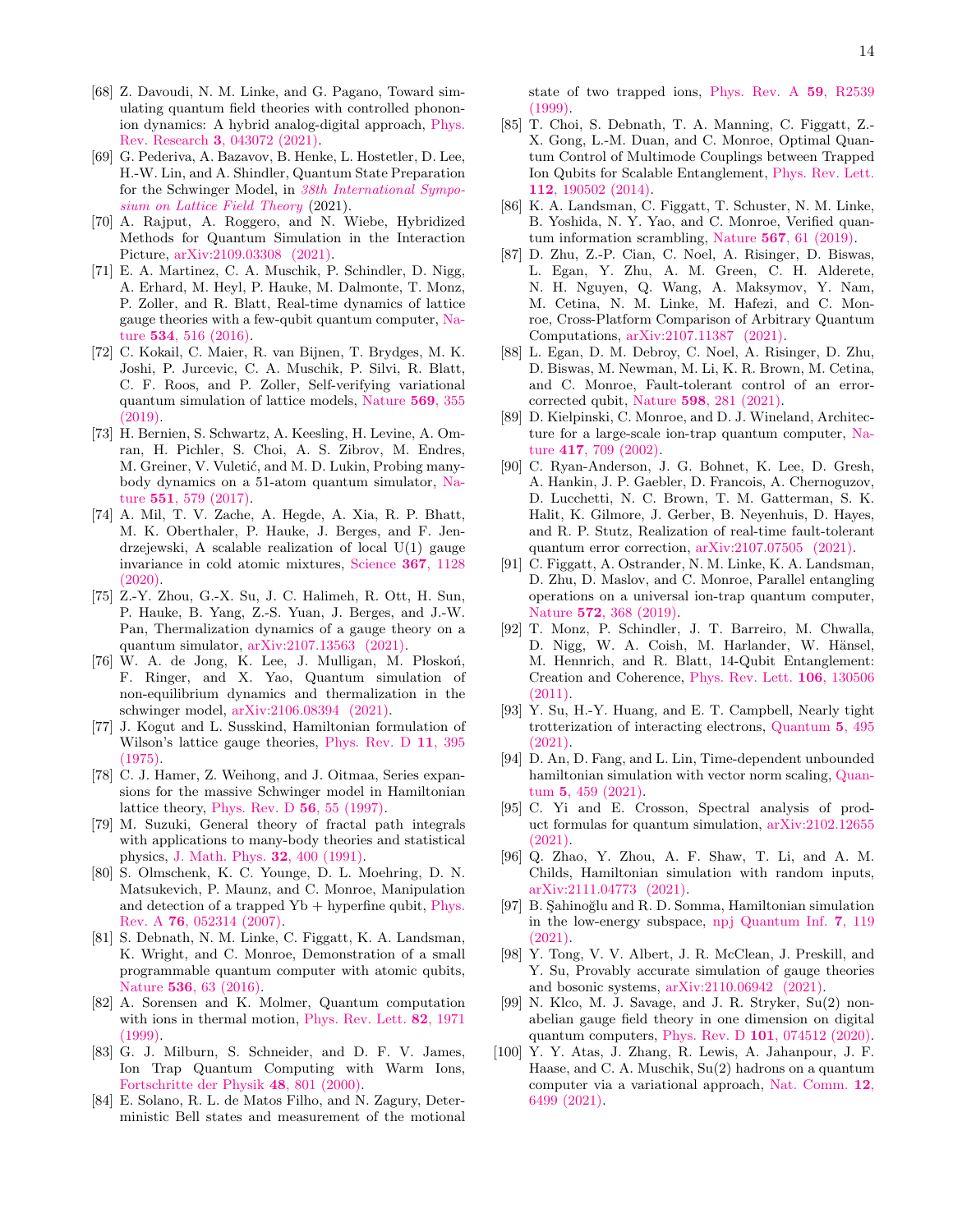[68] Z. Davoudi, N. M. Linke, and G. Pagano, Toward simulating quantum field theories with controlled phonon-ion dynamics: A hybrid analog-digital approach, Phys. Rev. Research **3**, 043072 (2021).

[69] G. Pederiva, A. Bazavov, B. Henke, L. Hostetler, D. Lee, H.-W. Lin, and A. Shindler, Quantum State Preparation for the Schwinger Model, in *38th International Symposium on Lattice Field Theory* (2021).

[70] A. Rajput, A. Roggero, and N. Wiebe, Hybridized Methods for Quantum Simulation in the Interaction Picture, arXiv:2109.03308 (2021).

[71] E. A. Martinez, C. A. Muschik, P. Schindler, D. Nigg, A. Erhard, M. Heyl, P. Hauke, M. Dalmonte, T. Monz, P. Zoller, and R. Blatt, Real-time dynamics of lattice gauge theories with a few-qubit quantum computer, Nature **534**, 516 (2016).

[72] C. Kokail, C. Maier, R. van Bijnen, T. Brydges, M. K. Joshi, P. Jurcevic, C. A. Muschik, P. Silvi, R. Blatt, C. F. Roos, and P. Zoller, Self-verifying variational quantum simulation of lattice models, Nature **569**, 355 (2019).

[73] H. Bernien, S. Schwartz, A. Keesling, H. Levine, A. Omran, H. Pichler, S. Choi, A. S. Zibrov, M. Endres, M. Greiner, V. Vuletić, and M. D. Lukin, Probing many-body dynamics on a 51-atom quantum simulator, Nature **551**, 579 (2017).

[74] A. Mil, T. V. Zache, A. Hegde, A. Xia, R. P. Bhatt, M. K. Oberthaler, P. Hauke, J. Berges, and F. Jendrzejewski, A scalable realization of local U(1) gauge invariance in cold atomic mixtures, Science **367**, 1128 (2020).

[75] Z.-Y. Zhou, G.-X. Su, J. C. Halimeh, R. Ott, H. Sun, P. Hauke, B. Yang, Z.-S. Yuan, J. Berges, and J.-W. Pan, Thermalization dynamics of a gauge theory on a quantum simulator, arXiv:2107.13563 (2021).

[76] W. A. de Jong, K. Lee, J. Mulligan, M. Płoskoń, F. Ringer, and X. Yao, Quantum simulation of non-equilibrium dynamics and thermalization in the schwinger model, arXiv:2106.08394 (2021).

[77] J. Kogut and L. Susskind, Hamiltonian formulation of Wilson's lattice gauge theories, Phys. Rev. D **11**, 395 (1975).

[78] C. J. Hamer, Z. Weihong, and J. Oitmaa, Series expansions for the massive Schwinger model in Hamiltonian lattice theory, Phys. Rev. D **56**, 55 (1997).

[79] M. Suzuki, General theory of fractal path integrals with applications to many-body theories and statistical physics, J. Math. Phys. **32**, 400 (1991).

[80] S. Olmschenk, K. C. Younge, D. L. Moehring, D. N. Matsukevich, P. Maunz, and C. Monroe, Manipulation and detection of a trapped Yb + hyperfine qubit, Phys. Rev. A **76**, 052314 (2007).

[81] S. Debnath, N. M. Linke, C. Figgatt, K. A. Landsman, K. Wright, and C. Monroe, Demonstration of a small programmable quantum computer with atomic qubits, Nature **536**, 63 (2016).

[82] A. Sorensen and K. Molmer, Quantum computation with ions in thermal motion, Phys. Rev. Lett. **82**, 1971 (1999).

[83] G. J. Milburn, S. Schneider, and D. F. V. James, Ion Trap Quantum Computing with Warm Ions, Fortschritte der Physik **48**, 801 (2000).

[84] E. Solano, R. L. de Matos Filho, and N. Zagury, Deterministic Bell states and measurement of the motional state of two trapped ions, Phys. Rev. A **59**, R2539 (1999).

[85] T. Choi, S. Debnath, T. A. Manning, C. Figgatt, Z.-X. Gong, L.-M. Duan, and C. Monroe, Optimal Quantum Control of Multimode Couplings between Trapped Ion Qubits for Scalable Entanglement, Phys. Rev. Lett. **112**, 190502 (2014).

[86] K. A. Landsman, C. Figgatt, T. Schuster, N. M. Linke, B. Yoshida, N. Y. Yao, and C. Monroe, Verified quantum information scrambling, Nature **567**, 61 (2019).

[87] D. Zhu, Z.-P. Cian, C. Noel, A. Risinger, D. Biswas, L. Egan, Y. Zhu, A. M. Green, C. H. Alderete, N. H. Nguyen, Q. Wang, A. Maksymov, Y. Nam, M. Cetina, N. M. Linke, M. Hafezi, and C. Monroe, Cross-Platform Comparison of Arbitrary Quantum Computations, arXiv:2107.11387 (2021).

[88] L. Egan, D. M. Debroy, C. Noel, A. Risinger, D. Zhu, D. Biswas, M. Newman, M. Li, K. R. Brown, M. Cetina, and C. Monroe, Fault-tolerant control of an error-corrected qubit, Nature **598**, 281 (2021).

[89] D. Kielpinski, C. Monroe, and D. J. Wineland, Architecture for a large-scale ion-trap quantum computer, Nature **417**, 709 (2002).

[90] C. Ryan-Anderson, J. G. Bohnet, K. Lee, D. Gresh, A. Hankin, J. P. Gaebler, D. Francois, A. Chernoguzov, D. Lucchetti, N. C. Brown, T. M. Gatterman, S. K. Halit, K. Gilmore, J. Gerber, B. Neyenhuis, D. Hayes, and R. P. Stutz, Realization of real-time fault-tolerant quantum error correction, arXiv:2107.07505 (2021).

[91] C. Figgatt, A. Ostrander, N. M. Linke, K. A. Landsman, D. Zhu, D. Maslov, and C. Monroe, Parallel entangling operations on a universal ion-trap quantum computer, Nature **572**, 368 (2019).

[92] T. Monz, P. Schindler, J. T. Barreiro, M. Chwalla, D. Nigg, W. A. Coish, M. Harlander, W. Hänsel, M. Hennrich, and R. Blatt, 14-Qubit Entanglement: Creation and Coherence, Phys. Rev. Lett. **106**, 130506 (2011).

[93] Y. Su, H.-Y. Huang, and E. T. Campbell, Nearly tight trotterization of interacting electrons, Quantum **5**, 495 (2021).

[94] D. An, D. Fang, and L. Lin, Time-dependent unbounded hamiltonian simulation with vector norm scaling, Quantum **5**, 459 (2021).

[95] C. Yi and E. Crosson, Spectral analysis of product formulas for quantum simulation, arXiv:2102.12655 (2021).

[96] Q. Zhao, Y. Zhou, A. F. Shaw, T. Li, and A. M. Childs, Hamiltonian simulation with random inputs, arXiv:2111.04773 (2021).

[97] B. Şahinoğlu and R. D. Somma, Hamiltonian simulation in the low-energy subspace, npj Quantum Inf. **7**, 119 (2021).

[98] Y. Tong, V. V. Albert, J. R. McClean, J. Preskill, and Y. Su, Provably accurate simulation of gauge theories and bosonic systems, arXiv:2110.06942 (2021).

[99] N. Klco, M. J. Savage, and J. R. Stryker, Su(2) non-abelian gauge field theory in one dimension on digital quantum computers, Phys. Rev. D **101**, 074512 (2020).

[100] Y. Y. Atas, J. Zhang, R. Lewis, A. Jahanpour, J. F. Haase, and C. A. Muschik, Su(2) hadrons on a quantum computer via a variational approach, Nat. Comm. **12**, 6499 (2021).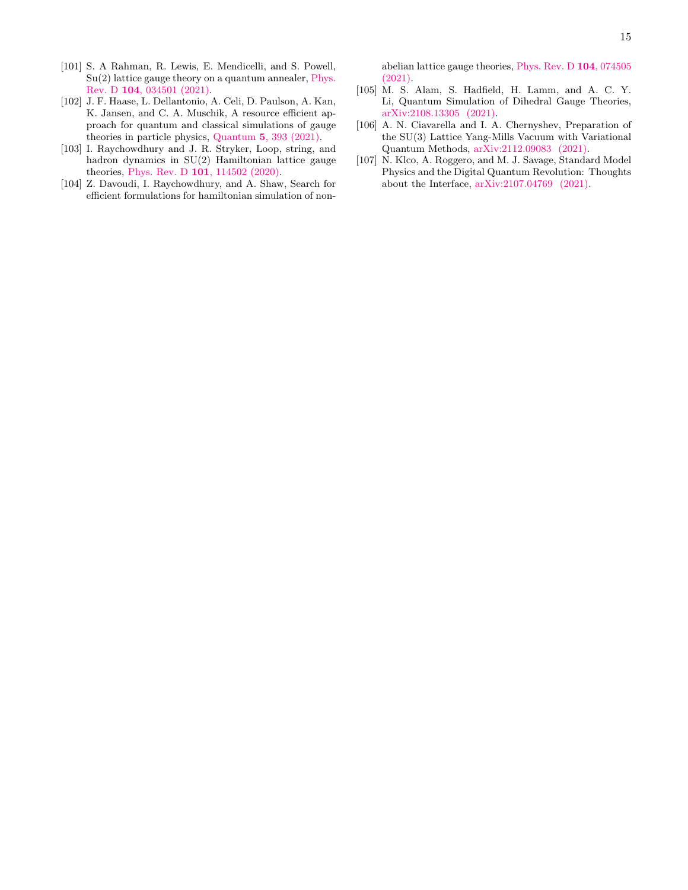[101] S. A Rahman, R. Lewis, E. Mendicelli, and S. Powell, Su(2) lattice gauge theory on a quantum annealer, Phys. Rev. D **104**, 034501 (2021).

[102] J. F. Haase, L. Dellantonio, A. Celi, D. Paulson, A. Kan, K. Jansen, and C. A. Muschik, A resource efficient approach for quantum and classical simulations of gauge theories in particle physics, Quantum **5**, 393 (2021).

[103] I. Raychowdhury and J. R. Stryker, Loop, string, and hadron dynamics in SU(2) Hamiltonian lattice gauge theories, Phys. Rev. D **101**, 114502 (2020).

[104] Z. Davoudi, I. Raychowdhury, and A. Shaw, Search for efficient formulations for hamiltonian simulation of non-abelian lattice gauge theories, Phys. Rev. D **104**, 074505 (2021).

[105] M. S. Alam, S. Hadfield, H. Lamm, and A. C. Y. Li, Quantum Simulation of Dihedral Gauge Theories, arXiv:2108.13305 (2021).

[106] A. N. Ciavarella and I. A. Chernyshev, Preparation of the SU(3) Lattice Yang-Mills Vacuum with Variational Quantum Methods, arXiv:2112.09083 (2021).

[107] N. Klco, A. Roggero, and M. J. Savage, Standard Model Physics and the Digital Quantum Revolution: Thoughts about the Interface, arXiv:2107.04769 (2021).